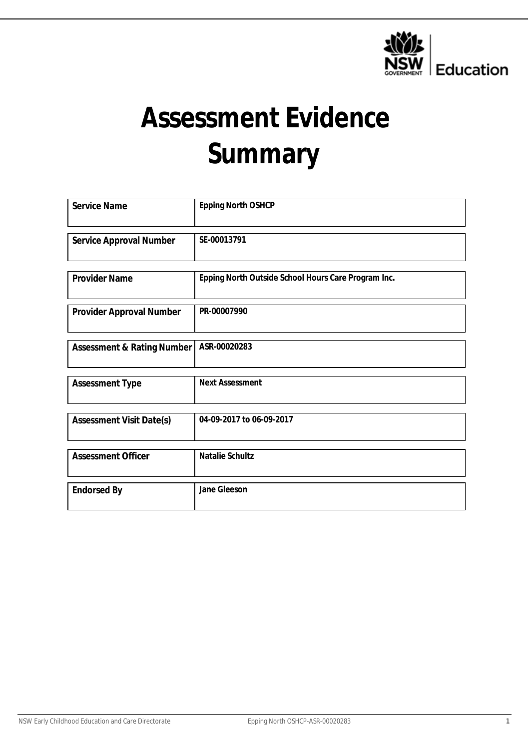# Assessment Evidence Summary

| | |
|---|---|
| Service Name | Epping North OSHCP |
| Service Approval Number | SE-00013791 |
| Provider Name | Epping North Outside School Hours Care Program Inc. |
| Provider Approval Number | PR-00007990 |
| Assessment & Rating Number | ASR-00020283 |
| Assessment Type | Next Assessment |
| Assessment Visit Date(s) | 04-09-2017 to 06-09-2017 |
| Assessment Officer | Natalie Schultz |
| Endorsed By | Jane Gleeson |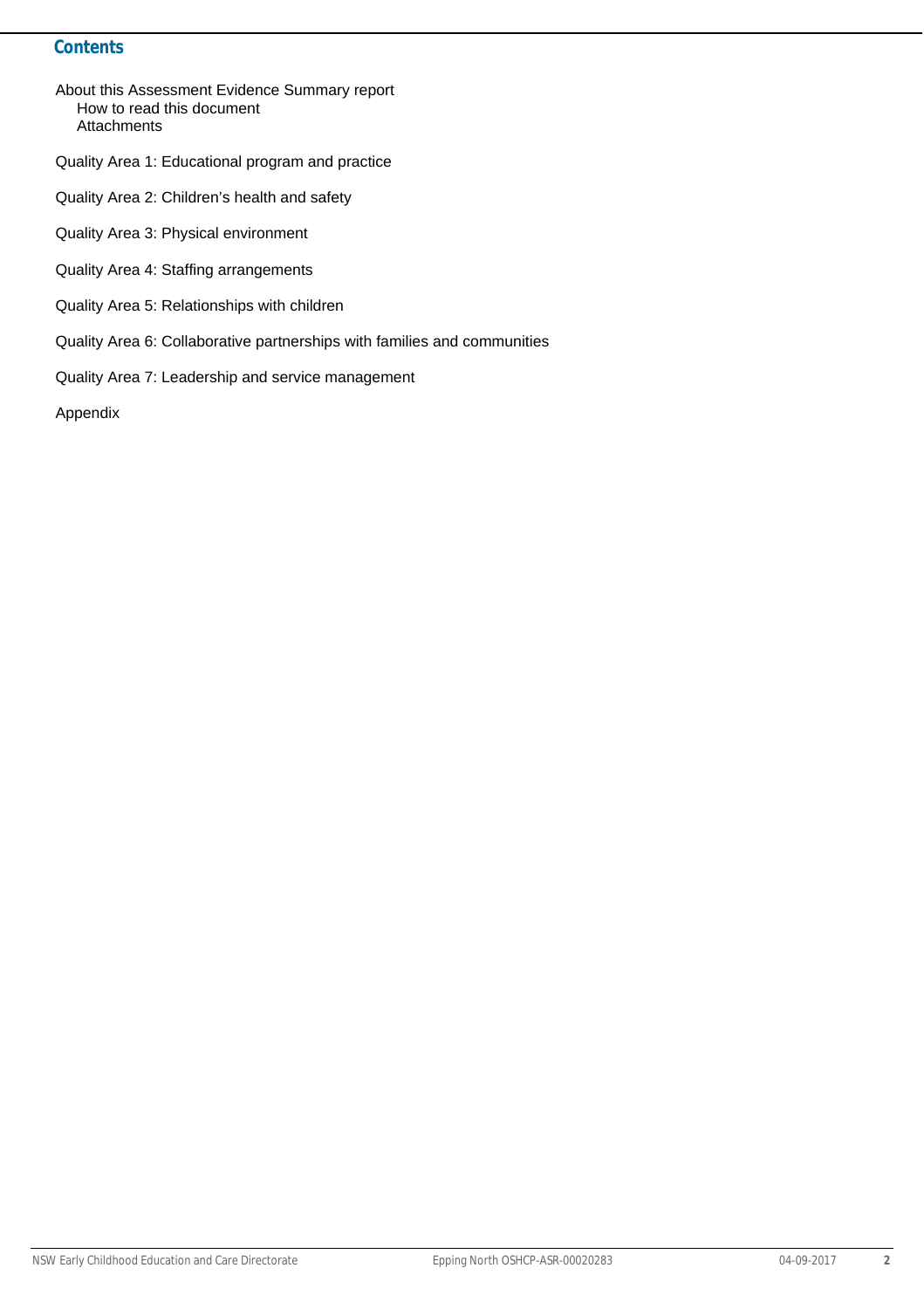## Contents

About this Assessment Evidence Summary report
- How to read this document
- Attachments

Quality Area 1: Educational program and practice

Quality Area 2: Children's health and safety

Quality Area 3: Physical environment

Quality Area 4: Staffing arrangements

Quality Area 5: Relationships with children

Quality Area 6: Collaborative partnerships with families and communities

Quality Area 7: Leadership and service management

Appendix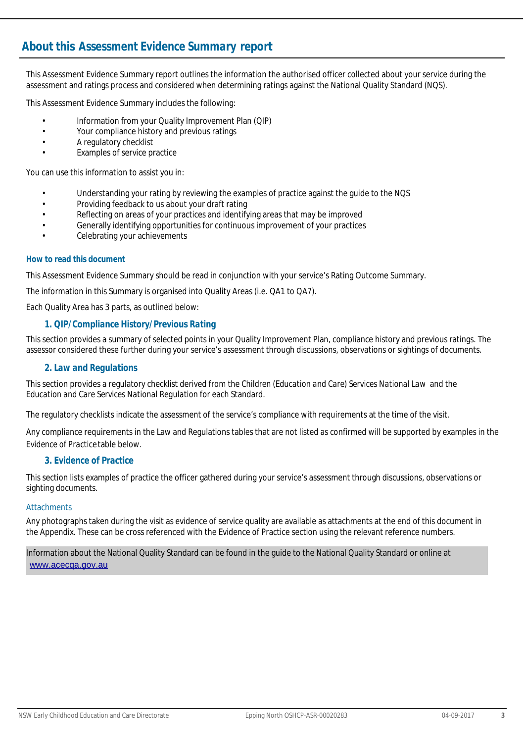## About this Assessment Evidence Summary report

This Assessment Evidence Summary report outlines the information the authorised officer collected about your service during the assessment and ratings process and considered when determining ratings against the National Quality Standard (NQS).

This Assessment Evidence Summary includes the following:

- Information from your Quality Improvement Plan (QIP)
- Your compliance history and previous ratings
- A regulatory checklist
- Examples of service practice

You can use this information to assist you in:

- Understanding your rating by reviewing the examples of practice against the guide to the NQS
- Providing feedback to us about your draft rating
- Reflecting on areas of your practices and identifying areas that may be improved
- Generally identifying opportunities for continuous improvement of your practices
- Celebrating your achievements

### How to read this document

This Assessment Evidence Summary should be read in conjunction with your service's Rating Outcome Summary.

The information in this Summary is organised into Quality Areas (i.e. QA1 to QA7).

Each Quality Area has 3 parts, as outlined below:

#### 1. QIP/Compliance History/Previous Rating

This section provides a summary of selected points in your Quality Improvement Plan, compliance history and previous ratings. The assessor considered these further during your service's assessment through discussions, observations or sightings of documents.

#### 2. Law and Regulations

This section provides a regulatory checklist derived from the *Children (Education and Care) Services National Law* and the *Education and Care Services National Regulation* for each Standard.

The regulatory checklists indicate the assessment of the service's compliance with requirements at the time of the visit.

Any compliance requirements in the Law and Regulations tables that are not listed as confirmed will be supported by examples in the Evidence of Practice table below.

#### 3. Evidence of Practice

This section lists examples of practice the officer gathered during your service's assessment through discussions, observations or sighting documents.

### Attachments

Any photographs taken during the visit as evidence of service quality are available as attachments at the end of this document in the Appendix. These can be cross referenced with the Evidence of Practice section using the relevant reference numbers.

Information about the National Quality Standard can be found in the guide to the National Quality Standard or online at www.acecqa.gov.au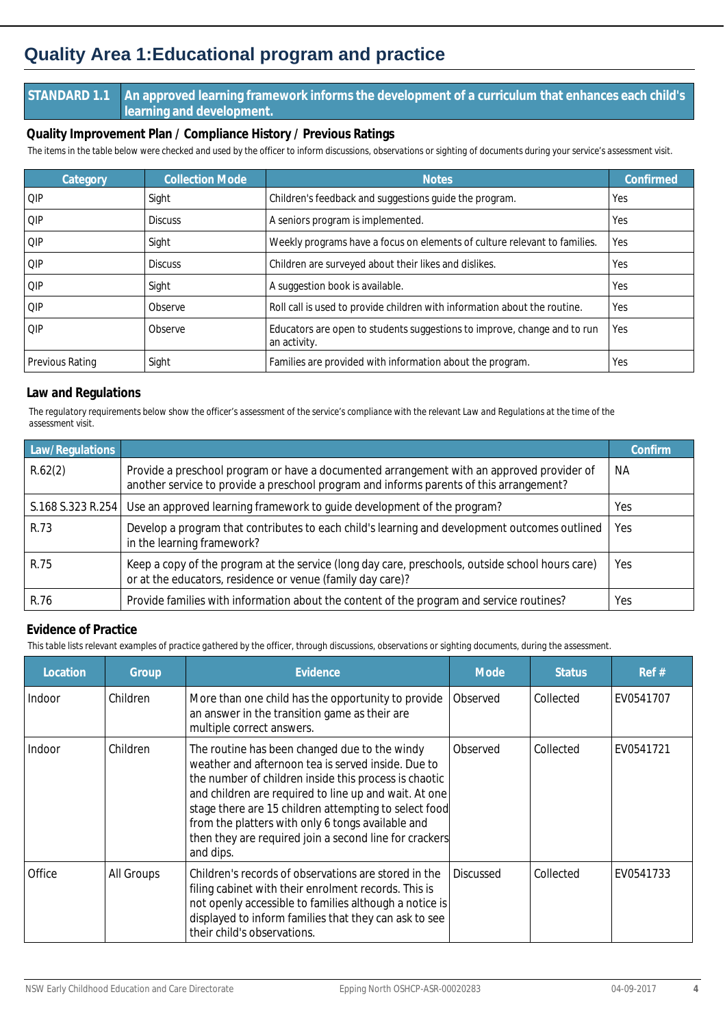# Quality Area 1:Educational program and practice

| STANDARD 1.1 | An approved learning framework informs the development of a curriculum that enhances each child's learning and development. |
|---|---|

### Quality Improvement Plan / Compliance History / Previous Ratings

The items in the table below were checked and used by the officer to inform discussions, observations or sighting of documents during your service's assessment visit.

| Category | Collection Mode | Notes | Confirmed |
|---|---|---|---|
| QIP | Sight | Children's feedback and suggestions guide the program. | Yes |
| QIP | Discuss | A seniors program is implemented. | Yes |
| QIP | Sight | Weekly programs have a focus on elements of culture relevant to families. | Yes |
| QIP | Discuss | Children are surveyed about their likes and dislikes. | Yes |
| QIP | Sight | A suggestion book is available. | Yes |
| QIP | Observe | Roll call is used to provide children with information about the routine. | Yes |
| QIP | Observe | Educators are open to students suggestions to improve, change and to run an activity. | Yes |
| Previous Rating | Sight | Families are provided with information about the program. | Yes |

### Law and Regulations

The regulatory requirements below show the officer's assessment of the service's compliance with the relevant Law and Regulations at the time of the assessment visit.

| Law/Regulations | | Confirm |
|---|---|---|
| R.62(2) | Provide a preschool program or have a documented arrangement with an approved provider of another service to provide a preschool program and informs parents of this arrangement? | NA |
| S.168 S.323 R.254 | Use an approved learning framework to guide development of the program? | Yes |
| R.73 | Develop a program that contributes to each child's learning and development outcomes outlined in the learning framework? | Yes |
| R.75 | Keep a copy of the program at the service (long day care, preschools, outside school hours care) or at the educators, residence or venue (family day care)? | Yes |
| R.76 | Provide families with information about the content of the program and service routines? | Yes |

### Evidence of Practice

This table lists relevant examples of practice gathered by the officer, through discussions, observations or sighting documents, during the assessment.

| Location | Group | Evidence | Mode | Status | Ref # |
|---|---|---|---|---|---|
| Indoor | Children | More than one child has the opportunity to provide an answer in the transition game as their are multiple correct answers. | Observed | Collected | EV0541707 |
| Indoor | Children | The routine has been changed due to the windy weather and afternoon tea is served inside. Due to the number of children inside this process is chaotic and children are required to line up and wait. At one stage there are 15 children attempting to select food from the platters with only 6 tongs available and then they are required join a second line for crackers and dips. | Observed | Collected | EV0541721 |
| Office | All Groups | Children's records of observations are stored in the filing cabinet with their enrolment records. This is not openly accessible to families although a notice is displayed to inform families that they can ask to see their child's observations. | Discussed | Collected | EV0541733 |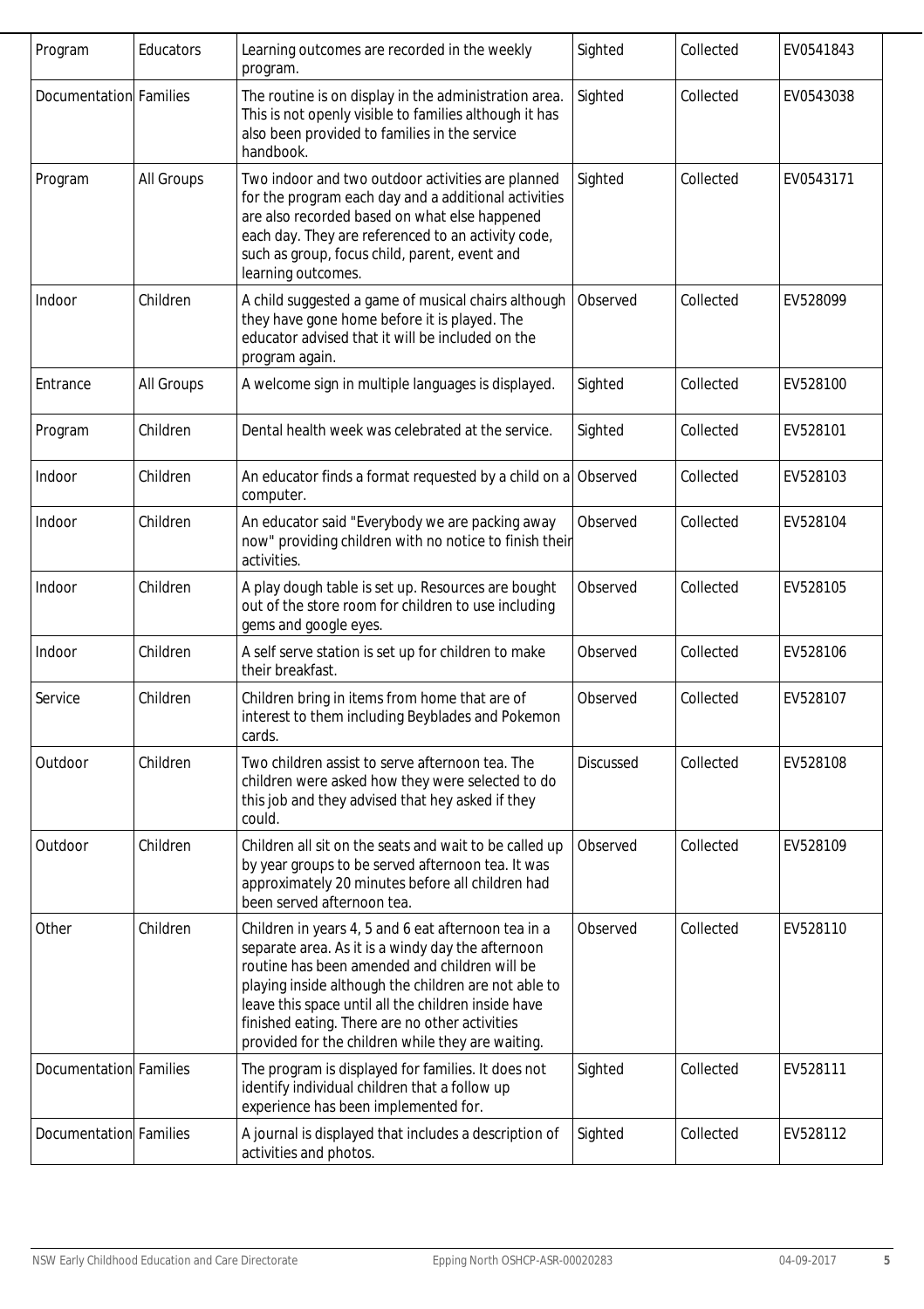| Program | Educators | Learning outcomes are recorded in the weekly program. | Sighted | Collected | EV0541843 |
|---|---|---|---|---|---|
| Documentation | Families | The routine is on display in the administration area. This is not openly visible to families although it has also been provided to families in the service handbook. | Sighted | Collected | EV0543038 |
| Program | All Groups | Two indoor and two outdoor activities are planned for the program each day and a additional activities are also recorded based on what else happened each day. They are referenced to an activity code, such as group, focus child, parent, event and learning outcomes. | Sighted | Collected | EV0543171 |
| Indoor | Children | A child suggested a game of musical chairs although they have gone home before it is played. The educator advised that it will be included on the program again. | Observed | Collected | EV528099 |
| Entrance | All Groups | A welcome sign in multiple languages is displayed. | Sighted | Collected | EV528100 |
| Program | Children | Dental health week was celebrated at the service. | Sighted | Collected | EV528101 |
| Indoor | Children | An educator finds a format requested by a child on a computer. | Observed | Collected | EV528103 |
| Indoor | Children | An educator said "Everybody we are packing away now" providing children with no notice to finish their activities. | Observed | Collected | EV528104 |
| Indoor | Children | A play dough table is set up. Resources are bought out of the store room for children to use including gems and google eyes. | Observed | Collected | EV528105 |
| Indoor | Children | A self serve station is set up for children to make their breakfast. | Observed | Collected | EV528106 |
| Service | Children | Children bring in items from home that are of interest to them including Beyblades and Pokemon cards. | Observed | Collected | EV528107 |
| Outdoor | Children | Two children assist to serve afternoon tea. The children were asked how they were selected to do this job and they advised that hey asked if they could. | Discussed | Collected | EV528108 |
| Outdoor | Children | Children all sit on the seats and wait to be called up by year groups to be served afternoon tea. It was approximately 20 minutes before all children had been served afternoon tea. | Observed | Collected | EV528109 |
| Other | Children | Children in years 4, 5 and 6 eat afternoon tea in a separate area. As it is a windy day the afternoon routine has been amended and children will be playing inside although the children are not able to leave this space until all the children inside have finished eating. There are no other activities provided for the children while they are waiting. | Observed | Collected | EV528110 |
| Documentation | Families | The program is displayed for families. It does not identify individual children that a follow up experience has been implemented for. | Sighted | Collected | EV528111 |
| Documentation | Families | A journal is displayed that includes a description of activities and photos. | Sighted | Collected | EV528112 |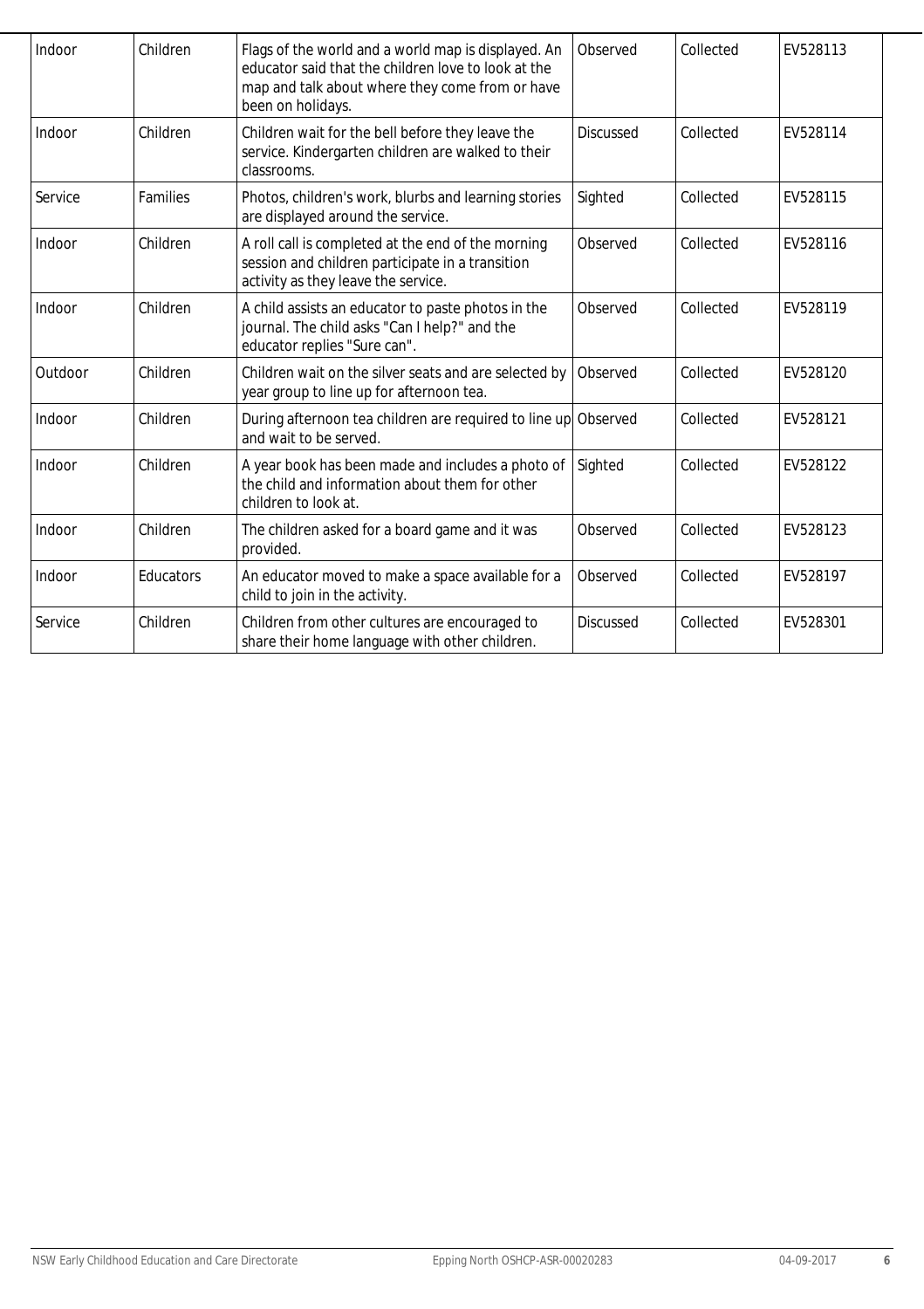| Indoor | Children | Flags of the world and a world map is displayed. An educator said that the children love to look at the map and talk about where they come from or have been on holidays. | Observed | Collected | EV528113 |
|---|---|---|---|---|---|
| Indoor | Children | Children wait for the bell before they leave the service. Kindergarten children are walked to their classrooms. | Discussed | Collected | EV528114 |
| Service | Families | Photos, children's work, blurbs and learning stories are displayed around the service. | Sighted | Collected | EV528115 |
| Indoor | Children | A roll call is completed at the end of the morning session and children participate in a transition activity as they leave the service. | Observed | Collected | EV528116 |
| Indoor | Children | A child assists an educator to paste photos in the journal. The child asks "Can I help?" and the educator replies "Sure can". | Observed | Collected | EV528119 |
| Outdoor | Children | Children wait on the silver seats and are selected by year group to line up for afternoon tea. | Observed | Collected | EV528120 |
| Indoor | Children | During afternoon tea children are required to line up and wait to be served. | Observed | Collected | EV528121 |
| Indoor | Children | A year book has been made and includes a photo of the child and information about them for other children to look at. | Sighted | Collected | EV528122 |
| Indoor | Children | The children asked for a board game and it was provided. | Observed | Collected | EV528123 |
| Indoor | Educators | An educator moved to make a space available for a child to join in the activity. | Observed | Collected | EV528197 |
| Service | Children | Children from other cultures are encouraged to share their home language with other children. | Discussed | Collected | EV528301 |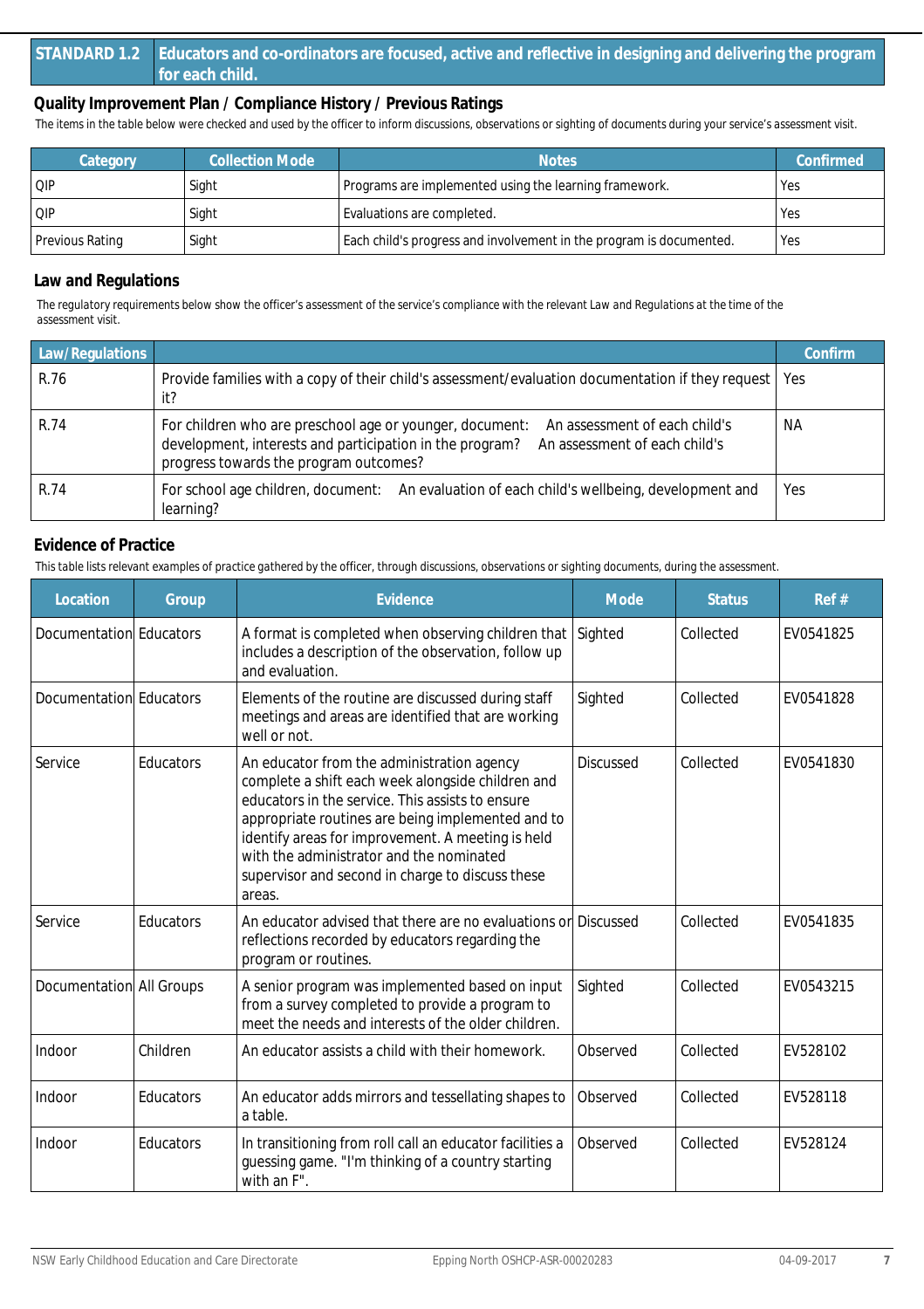## STANDARD 1.2 Educators and co-ordinators are focused, active and reflective in designing and delivering the program for each child.

### Quality Improvement Plan / Compliance History / Previous Ratings

The items in the table below were checked and used by the officer to inform discussions, observations or sighting of documents during your service's assessment visit.

| Category | Collection Mode | Notes | Confirmed |
|---|---|---|---|
| QIP | Sight | Programs are implemented using the learning framework. | Yes |
| QIP | Sight | Evaluations are completed. | Yes |
| Previous Rating | Sight | Each child's progress and involvement in the program is documented. | Yes |

### Law and Regulations

The regulatory requirements below show the officer's assessment of the service's compliance with the relevant Law and Regulations at the time of the assessment visit.

| Law/Regulations | | Confirm |
|---|---|---|
| R.76 | Provide families with a copy of their child's assessment/evaluation documentation if they request it? | Yes |
| R.74 | For children who are preschool age or younger, document: An assessment of each child's development, interests and participation in the program? An assessment of each child's progress towards the program outcomes? | NA |
| R.74 | For school age children, document: An evaluation of each child's wellbeing, development and learning? | Yes |

### Evidence of Practice

This table lists relevant examples of practice gathered by the officer, through discussions, observations or sighting documents, during the assessment.

| Location | Group | Evidence | Mode | Status | Ref # |
|---|---|---|---|---|---|
| Documentation | Educators | A format is completed when observing children that includes a description of the observation, follow up and evaluation. | Sighted | Collected | EV0541825 |
| Documentation | Educators | Elements of the routine are discussed during staff meetings and areas are identified that are working well or not. | Sighted | Collected | EV0541828 |
| Service | Educators | An educator from the administration agency complete a shift each week alongside children and educators in the service. This assists to ensure appropriate routines are being implemented and to identify areas for improvement. A meeting is held with the administrator and the nominated supervisor and second in charge to discuss these areas. | Discussed | Collected | EV0541830 |
| Service | Educators | An educator advised that there are no evaluations or reflections recorded by educators regarding the program or routines. | Discussed | Collected | EV0541835 |
| Documentation | All Groups | A senior program was implemented based on input from a survey completed to provide a program to meet the needs and interests of the older children. | Sighted | Collected | EV0543215 |
| Indoor | Children | An educator assists a child with their homework. | Observed | Collected | EV528102 |
| Indoor | Educators | An educator adds mirrors and tessellating shapes to a table. | Observed | Collected | EV528118 |
| Indoor | Educators | In transitioning from roll call an educator facilities a guessing game. "I'm thinking of a country starting with an F". | Observed | Collected | EV528124 |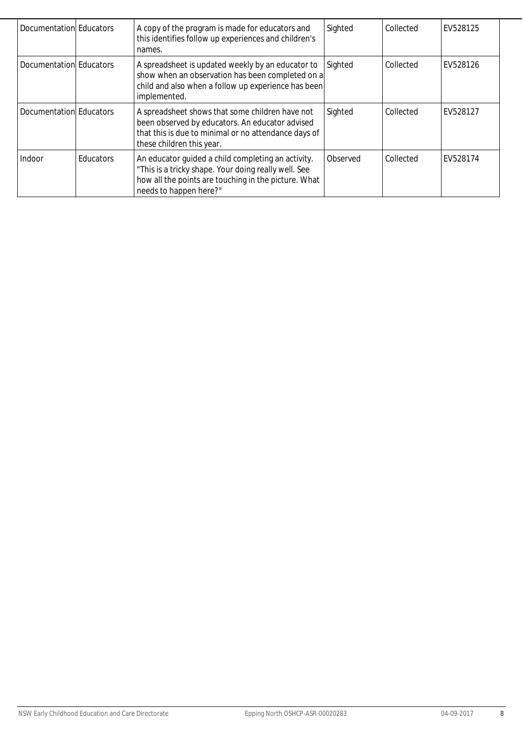| Documentation | Educators | A copy of the program is made for educators and this identifies follow up experiences and children's names. | Sighted | Collected | EV528125 |
|---|---|---|---|---|---|
| Documentation | Educators | A spreadsheet is updated weekly by an educator to show when an observation has been completed on a child and also when a follow up experience has been implemented. | Sighted | Collected | EV528126 |
| Documentation | Educators | A spreadsheet shows that some children have not been observed by educators. An educator advised that this is due to minimal or no attendance days of these children this year. | Sighted | Collected | EV528127 |
| Indoor | Educators | An educator guided a child completing an activity. "This is a tricky shape. Your doing really well. See how all the points are touching in the picture. What needs to happen here?" | Observed | Collected | EV528174 |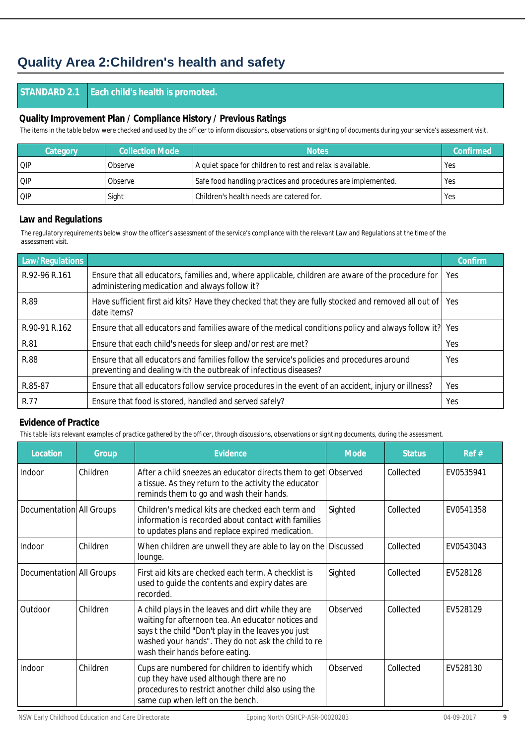# Quality Area 2:Children's health and safety

| STANDARD 2.1 | Each child's health is promoted. |
|---|---|

### Quality Improvement Plan / Compliance History / Previous Ratings

The items in the table below were checked and used by the officer to inform discussions, observations or sighting of documents during your service's assessment visit.

| Category | Collection Mode | Notes | Confirmed |
|---|---|---|---|
| QIP | Observe | A quiet space for children to rest and relax is available. | Yes |
| QIP | Observe | Safe food handling practices and procedures are implemented. | Yes |
| QIP | Sight | Children's health needs are catered for. | Yes |

### Law and Regulations

The regulatory requirements below show the officer's assessment of the service's compliance with the relevant Law and Regulations at the time of the assessment visit.

| Law/Regulations | | Confirm |
|---|---|---|
| R.92-96 R.161 | Ensure that all educators, families and, where applicable, children are aware of the procedure for administering medication and always follow it? | Yes |
| R.89 | Have sufficient first aid kits? Have they checked that they are fully stocked and removed all out of date items? | Yes |
| R.90-91 R.162 | Ensure that all educators and families aware of the medical conditions policy and always follow it? | Yes |
| R.81 | Ensure that each child's needs for sleep and/or rest are met? | Yes |
| R.88 | Ensure that all educators and families follow the service's policies and procedures around preventing and dealing with the outbreak of infectious diseases? | Yes |
| R.85-87 | Ensure that all educators follow service procedures in the event of an accident, injury or illness? | Yes |
| R.77 | Ensure that food is stored, handled and served safely? | Yes |

### Evidence of Practice

This table lists relevant examples of practice gathered by the officer, through discussions, observations or sighting documents, during the assessment.

| Location | Group | Evidence | Mode | Status | Ref # |
|---|---|---|---|---|---|
| Indoor | Children | After a child sneezes an educator directs them to get a tissue. As they return to the activity the educator reminds them to go and wash their hands. | Observed | Collected | EV0535941 |
| Documentation | All Groups | Children's medical kits are checked each term and information is recorded about contact with families to updates plans and replace expired medication. | Sighted | Collected | EV0541358 |
| Indoor | Children | When children are unwell they are able to lay on the lounge. | Discussed | Collected | EV0543043 |
| Documentation | All Groups | First aid kits are checked each term. A checklist is used to guide the contents and expiry dates are recorded. | Sighted | Collected | EV528128 |
| Outdoor | Children | A child plays in the leaves and dirt while they are waiting for afternoon tea. An educator notices and says t the child "Don't play in the leaves you just washed your hands". They do not ask the child to re wash their hands before eating. | Observed | Collected | EV528129 |
| Indoor | Children | Cups are numbered for children to identify which cup they have used although there are no procedures to restrict another child also using the same cup when left on the bench. | Observed | Collected | EV528130 |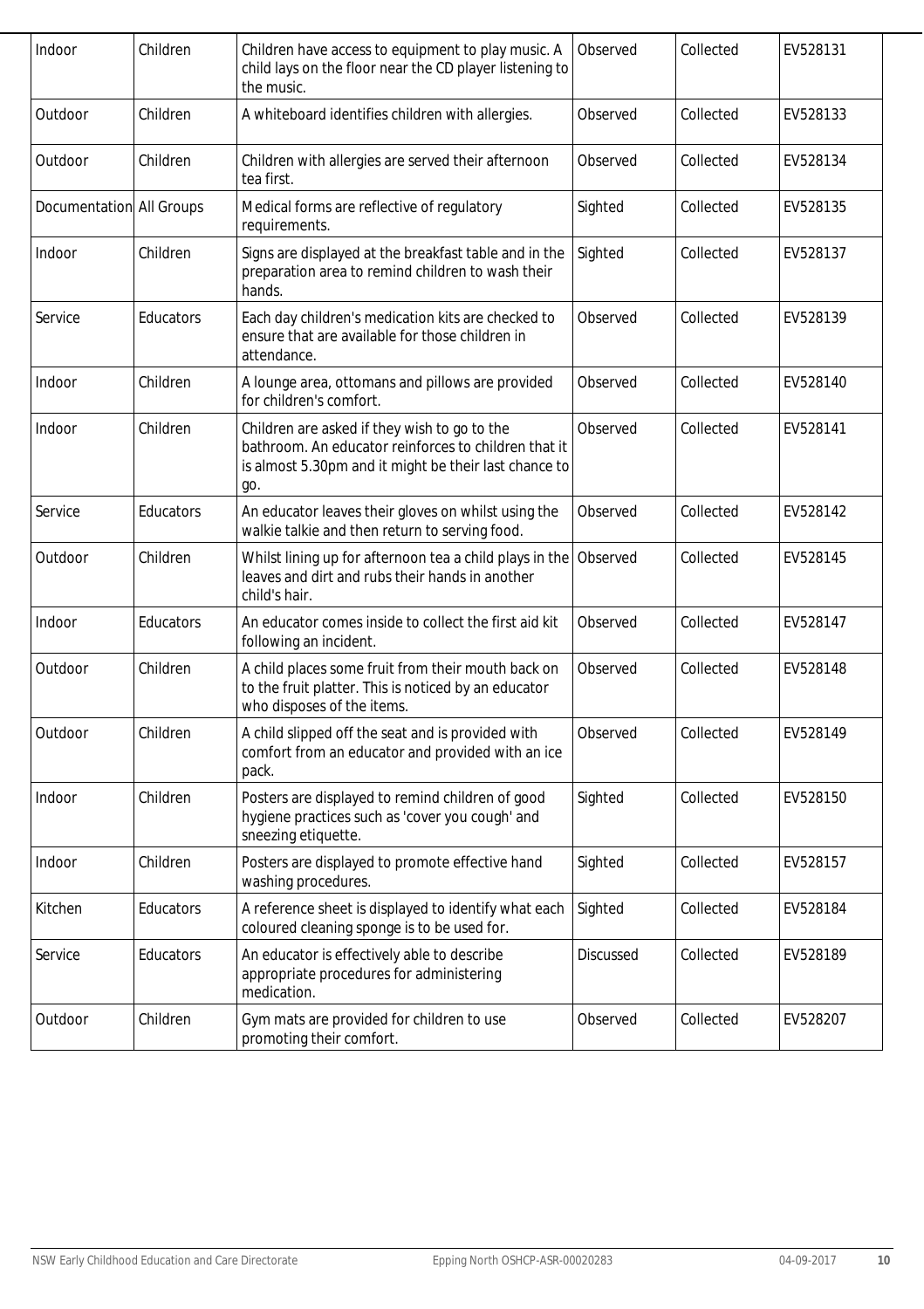| Indoor | Children | Children have access to equipment to play music. A child lays on the floor near the CD player listening to the music. | Observed | Collected | EV528131 |
|---|---|---|---|---|---|
| Outdoor | Children | A whiteboard identifies children with allergies. | Observed | Collected | EV528133 |
| Outdoor | Children | Children with allergies are served their afternoon tea first. | Observed | Collected | EV528134 |
| Documentation | All Groups | Medical forms are reflective of regulatory requirements. | Sighted | Collected | EV528135 |
| Indoor | Children | Signs are displayed at the breakfast table and in the preparation area to remind children to wash their hands. | Sighted | Collected | EV528137 |
| Service | Educators | Each day children's medication kits are checked to ensure that are available for those children in attendance. | Observed | Collected | EV528139 |
| Indoor | Children | A lounge area, ottomans and pillows are provided for children's comfort. | Observed | Collected | EV528140 |
| Indoor | Children | Children are asked if they wish to go to the bathroom. An educator reinforces to children that it is almost 5.30pm and it might be their last chance to go. | Observed | Collected | EV528141 |
| Service | Educators | An educator leaves their gloves on whilst using the walkie talkie and then return to serving food. | Observed | Collected | EV528142 |
| Outdoor | Children | Whilst lining up for afternoon tea a child plays in the leaves and dirt and rubs their hands in another child's hair. | Observed | Collected | EV528145 |
| Indoor | Educators | An educator comes inside to collect the first aid kit following an incident. | Observed | Collected | EV528147 |
| Outdoor | Children | A child places some fruit from their mouth back on to the fruit platter. This is noticed by an educator who disposes of the items. | Observed | Collected | EV528148 |
| Outdoor | Children | A child slipped off the seat and is provided with comfort from an educator and provided with an ice pack. | Observed | Collected | EV528149 |
| Indoor | Children | Posters are displayed to remind children of good hygiene practices such as 'cover you cough' and sneezing etiquette. | Sighted | Collected | EV528150 |
| Indoor | Children | Posters are displayed to promote effective hand washing procedures. | Sighted | Collected | EV528157 |
| Kitchen | Educators | A reference sheet is displayed to identify what each coloured cleaning sponge is to be used for. | Sighted | Collected | EV528184 |
| Service | Educators | An educator is effectively able to describe appropriate procedures for administering medication. | Discussed | Collected | EV528189 |
| Outdoor | Children | Gym mats are provided for children to use promoting their comfort. | Observed | Collected | EV528207 |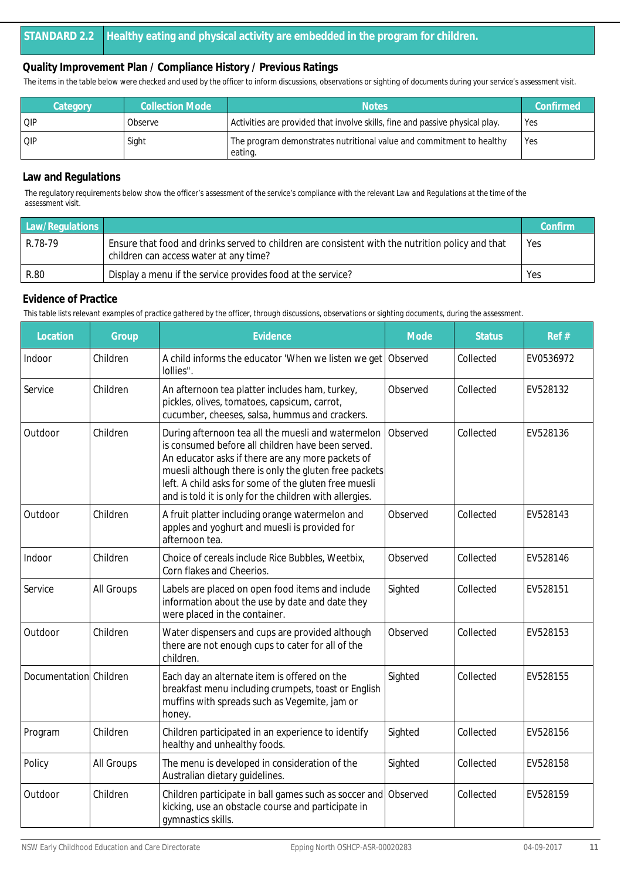## STANDARD 2.2 Healthy eating and physical activity are embedded in the program for children.

### Quality Improvement Plan / Compliance History / Previous Ratings

The items in the table below were checked and used by the officer to inform discussions, observations or sighting of documents during your service's assessment visit.

| Category | Collection Mode | Notes | Confirmed |
|---|---|---|---|
| QIP | Observe | Activities are provided that involve skills, fine and passive physical play. | Yes |
| QIP | Sight | The program demonstrates nutritional value and commitment to healthy eating. | Yes |

### Law and Regulations

The regulatory requirements below show the officer's assessment of the service's compliance with the relevant Law and Regulations at the time of the assessment visit.

| Law/Regulations | | Confirm |
|---|---|---|
| R.78-79 | Ensure that food and drinks served to children are consistent with the nutrition policy and that children can access water at any time? | Yes |
| R.80 | Display a menu if the service provides food at the service? | Yes |

### Evidence of Practice

This table lists relevant examples of practice gathered by the officer, through discussions, observations or sighting documents, during the assessment.

| Location | Group | Evidence | Mode | Status | Ref # |
|---|---|---|---|---|---|
| Indoor | Children | A child informs the educator 'When we listen we get lollies". | Observed | Collected | EV0536972 |
| Service | Children | An afternoon tea platter includes ham, turkey, pickles, olives, tomatoes, capsicum, carrot, cucumber, cheeses, salsa, hummus and crackers. | Observed | Collected | EV528132 |
| Outdoor | Children | During afternoon tea all the muesli and watermelon is consumed before all children have been served. An educator asks if there are any more packets of muesli although there is only the gluten free packets left. A child asks for some of the gluten free muesli and is told it is only for the children with allergies. | Observed | Collected | EV528136 |
| Outdoor | Children | A fruit platter including orange watermelon and apples and yoghurt and muesli is provided for afternoon tea. | Observed | Collected | EV528143 |
| Indoor | Children | Choice of cereals include Rice Bubbles, Weetbix, Corn flakes and Cheerios. | Observed | Collected | EV528146 |
| Service | All Groups | Labels are placed on open food items and include information about the use by date and date they were placed in the container. | Sighted | Collected | EV528151 |
| Outdoor | Children | Water dispensers and cups are provided although there are not enough cups to cater for all of the children. | Observed | Collected | EV528153 |
| Documentation | Children | Each day an alternate item is offered on the breakfast menu including crumpets, toast or English muffins with spreads such as Vegemite, jam or honey. | Sighted | Collected | EV528155 |
| Program | Children | Children participated in an experience to identify healthy and unhealthy foods. | Sighted | Collected | EV528156 |
| Policy | All Groups | The menu is developed in consideration of the Australian dietary guidelines. | Sighted | Collected | EV528158 |
| Outdoor | Children | Children participate in ball games such as soccer and kicking, use an obstacle course and participate in gymnastics skills. | Observed | Collected | EV528159 |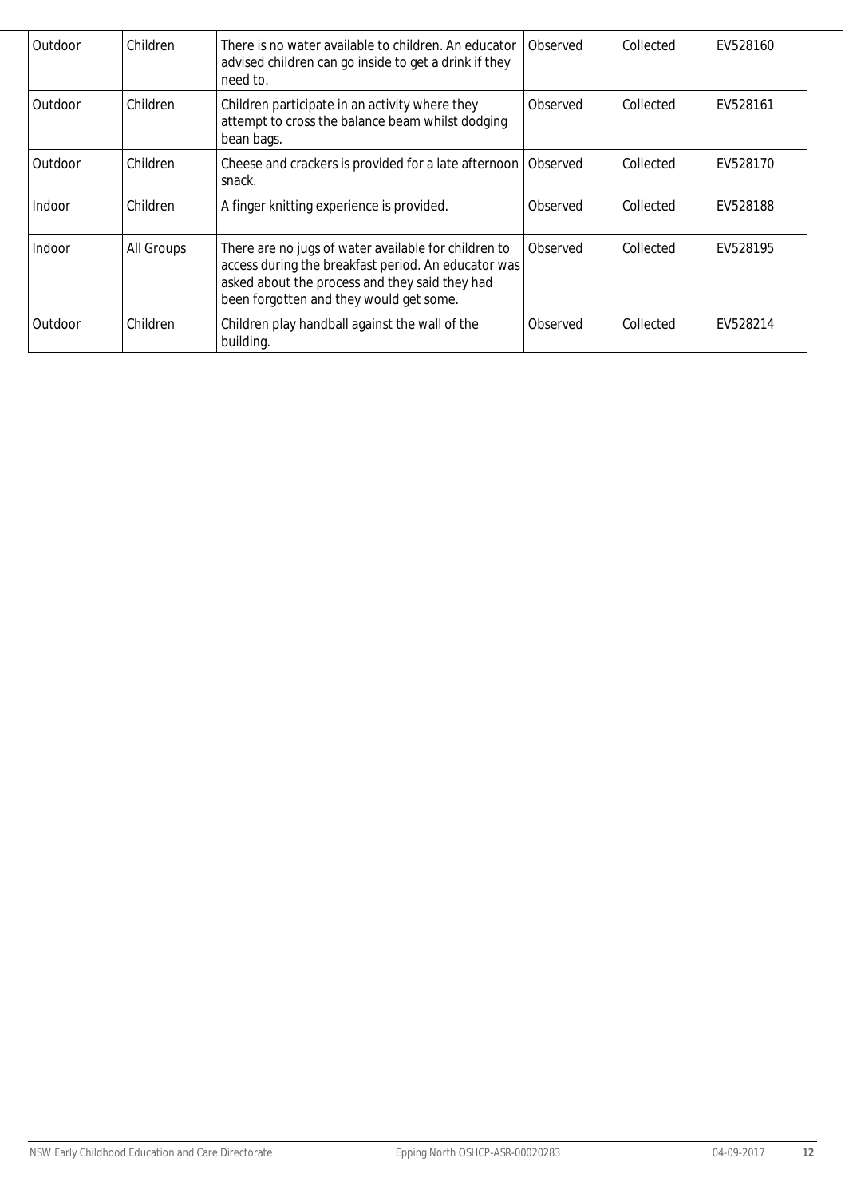| | | | | | |
|---|---|---|---|---|---|
| Outdoor | Children | There is no water available to children. An educator advised children can go inside to get a drink if they need to. | Observed | Collected | EV528160 |
| Outdoor | Children | Children participate in an activity where they attempt to cross the balance beam whilst dodging bean bags. | Observed | Collected | EV528161 |
| Outdoor | Children | Cheese and crackers is provided for a late afternoon snack. | Observed | Collected | EV528170 |
| Indoor | Children | A finger knitting experience is provided. | Observed | Collected | EV528188 |
| Indoor | All Groups | There are no jugs of water available for children to access during the breakfast period. An educator was asked about the process and they said they had been forgotten and they would get some. | Observed | Collected | EV528195 |
| Outdoor | Children | Children play handball against the wall of the building. | Observed | Collected | EV528214 |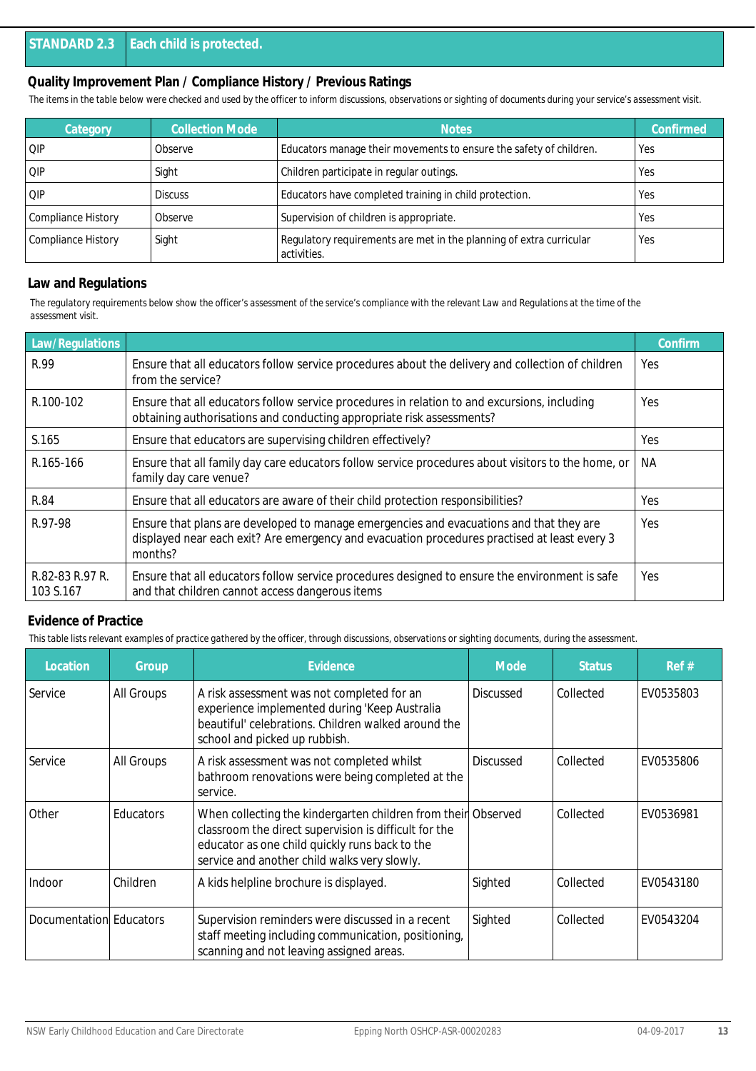| STANDARD 2.3 | Each child is protected. |
|---|---|

### Quality Improvement Plan / Compliance History / Previous Ratings

The items in the table below were checked and used by the officer to inform discussions, observations or sighting of documents during your service's assessment visit.

| Category | Collection Mode | Notes | Confirmed |
|---|---|---|---|
| QIP | Observe | Educators manage their movements to ensure the safety of children. | Yes |
| QIP | Sight | Children participate in regular outings. | Yes |
| QIP | Discuss | Educators have completed training in child protection. | Yes |
| Compliance History | Observe | Supervision of children is appropriate. | Yes |
| Compliance History | Sight | Regulatory requirements are met in the planning of extra curricular activities. | Yes |

### Law and Regulations

The regulatory requirements below show the officer's assessment of the service's compliance with the relevant Law and Regulations at the time of the assessment visit.

| Law/Regulations | | Confirm |
|---|---|---|
| R.99 | Ensure that all educators follow service procedures about the delivery and collection of children from the service? | Yes |
| R.100-102 | Ensure that all educators follow service procedures in relation to and excursions, including obtaining authorisations and conducting appropriate risk assessments? | Yes |
| S.165 | Ensure that educators are supervising children effectively? | Yes |
| R.165-166 | Ensure that all family day care educators follow service procedures about visitors to the home, or family day care venue? | NA |
| R.84 | Ensure that all educators are aware of their child protection responsibilities? | Yes |
| R.97-98 | Ensure that plans are developed to manage emergencies and evacuations and that they are displayed near each exit? Are emergency and evacuation procedures practised at least every 3 months? | Yes |
| R.82-83 R.97 R. 103 S.167 | Ensure that all educators follow service procedures designed to ensure the environment is safe and that children cannot access dangerous items | Yes |

### Evidence of Practice

This table lists relevant examples of practice gathered by the officer, through discussions, observations or sighting documents, during the assessment.

| Location | Group | Evidence | Mode | Status | Ref # |
|---|---|---|---|---|---|
| Service | All Groups | A risk assessment was not completed for an experience implemented during 'Keep Australia beautiful' celebrations. Children walked around the school and picked up rubbish. | Discussed | Collected | EV0535803 |
| Service | All Groups | A risk assessment was not completed whilst bathroom renovations were being completed at the service. | Discussed | Collected | EV0535806 |
| Other | Educators | When collecting the kindergarten children from their classroom the direct supervision is difficult for the educator as one child quickly runs back to the service and another child walks very slowly. | Observed | Collected | EV0536981 |
| Indoor | Children | A kids helpline brochure is displayed. | Sighted | Collected | EV0543180 |
| Documentation | Educators | Supervision reminders were discussed in a recent staff meeting including communication, positioning, scanning and not leaving assigned areas. | Sighted | Collected | EV0543204 |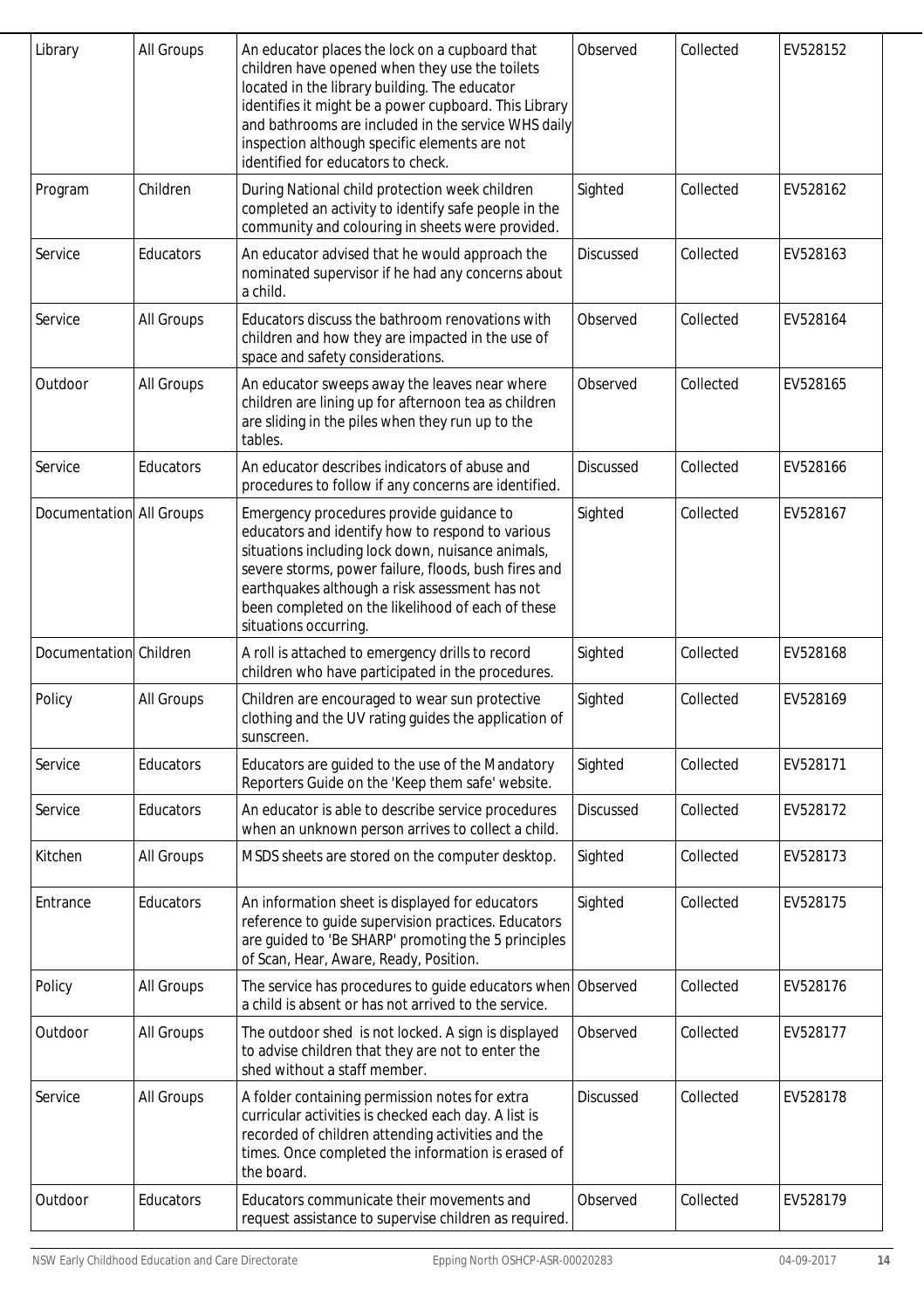| Library | All Groups | An educator places the lock on a cupboard that children have opened when they use the toilets located in the library building. The educator identifies it might be a power cupboard. This Library and bathrooms are included in the service WHS daily inspection although specific elements are not identified for educators to check. | Observed | Collected | EV528152 |
|---|---|---|---|---|---|
| Program | Children | During National child protection week children completed an activity to identify safe people in the community and colouring in sheets were provided. | Sighted | Collected | EV528162 |
| Service | Educators | An educator advised that he would approach the nominated supervisor if he had any concerns about a child. | Discussed | Collected | EV528163 |
| Service | All Groups | Educators discuss the bathroom renovations with children and how they are impacted in the use of space and safety considerations. | Observed | Collected | EV528164 |
| Outdoor | All Groups | An educator sweeps away the leaves near where children are lining up for afternoon tea as children are sliding in the piles when they run up to the tables. | Observed | Collected | EV528165 |
| Service | Educators | An educator describes indicators of abuse and procedures to follow if any concerns are identified. | Discussed | Collected | EV528166 |
| Documentation | All Groups | Emergency procedures provide guidance to educators and identify how to respond to various situations including lock down, nuisance animals, severe storms, power failure, floods, bush fires and earthquakes although a risk assessment has not been completed on the likelihood of each of these situations occurring. | Sighted | Collected | EV528167 |
| Documentation | Children | A roll is attached to emergency drills to record children who have participated in the procedures. | Sighted | Collected | EV528168 |
| Policy | All Groups | Children are encouraged to wear sun protective clothing and the UV rating guides the application of sunscreen. | Sighted | Collected | EV528169 |
| Service | Educators | Educators are guided to the use of the Mandatory Reporters Guide on the 'Keep them safe' website. | Sighted | Collected | EV528171 |
| Service | Educators | An educator is able to describe service procedures when an unknown person arrives to collect a child. | Discussed | Collected | EV528172 |
| Kitchen | All Groups | MSDS sheets are stored on the computer desktop. | Sighted | Collected | EV528173 |
| Entrance | Educators | An information sheet is displayed for educators reference to guide supervision practices. Educators are guided to 'Be SHARP' promoting the 5 principles of Scan, Hear, Aware, Ready, Position. | Sighted | Collected | EV528175 |
| Policy | All Groups | The service has procedures to guide educators when a child is absent or has not arrived to the service. | Observed | Collected | EV528176 |
| Outdoor | All Groups | The outdoor shed is not locked. A sign is displayed to advise children that they are not to enter the shed without a staff member. | Observed | Collected | EV528177 |
| Service | All Groups | A folder containing permission notes for extra curricular activities is checked each day. A list is recorded of children attending activities and the times. Once completed the information is erased of the board. | Discussed | Collected | EV528178 |
| Outdoor | Educators | Educators communicate their movements and request assistance to supervise children as required. | Observed | Collected | EV528179 |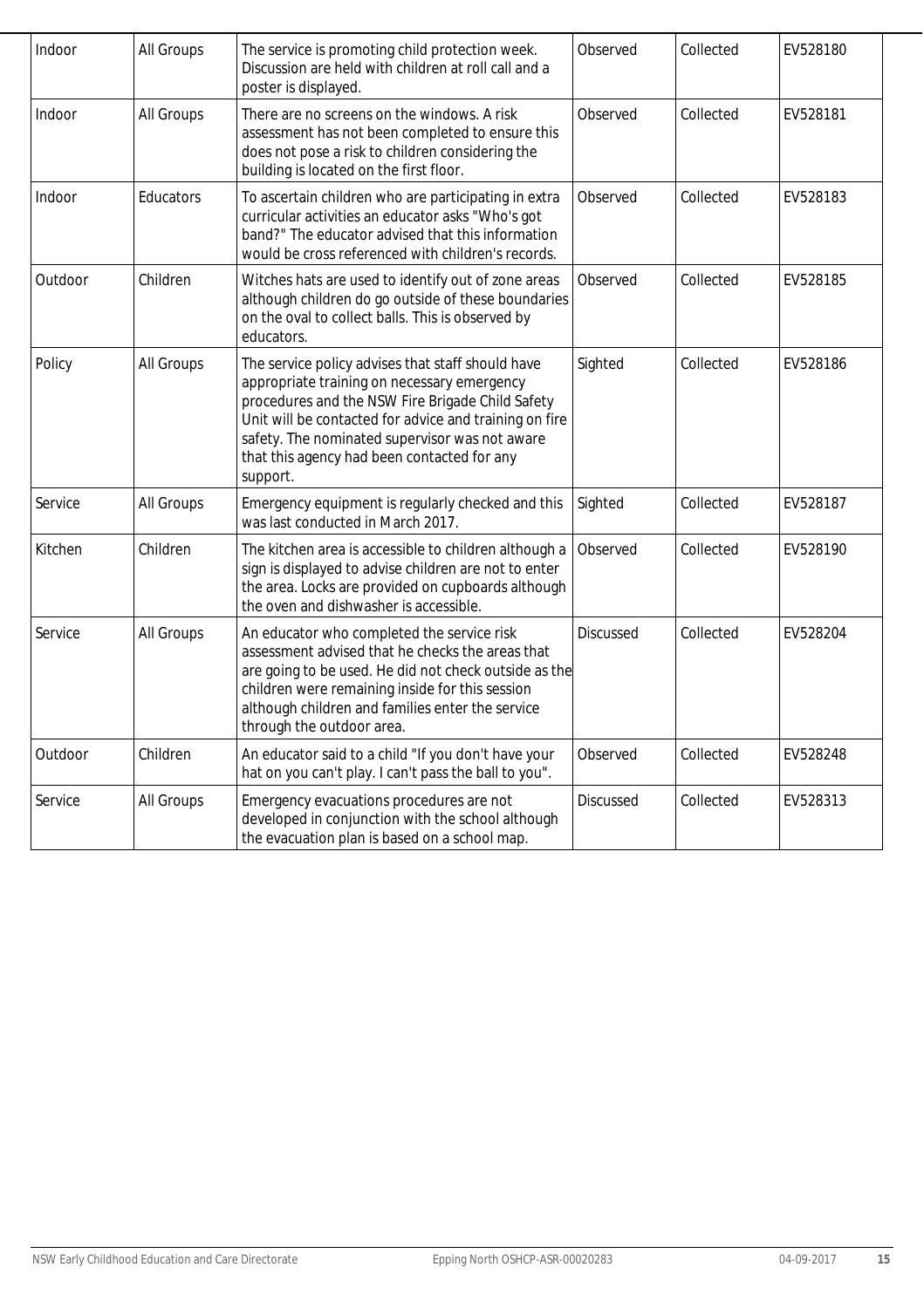| Indoor | All Groups | The service is promoting child protection week. Discussion are held with children at roll call and a poster is displayed. | Observed | Collected | EV528180 |
|---|---|---|---|---|---|
| Indoor | All Groups | There are no screens on the windows. A risk assessment has not been completed to ensure this does not pose a risk to children considering the building is located on the first floor. | Observed | Collected | EV528181 |
| Indoor | Educators | To ascertain children who are participating in extra curricular activities an educator asks "Who's got band?" The educator advised that this information would be cross referenced with children's records. | Observed | Collected | EV528183 |
| Outdoor | Children | Witches hats are used to identify out of zone areas although children do go outside of these boundaries on the oval to collect balls. This is observed by educators. | Observed | Collected | EV528185 |
| Policy | All Groups | The service policy advises that staff should have appropriate training on necessary emergency procedures and the NSW Fire Brigade Child Safety Unit will be contacted for advice and training on fire safety. The nominated supervisor was not aware that this agency had been contacted for any support. | Sighted | Collected | EV528186 |
| Service | All Groups | Emergency equipment is regularly checked and this was last conducted in March 2017. | Sighted | Collected | EV528187 |
| Kitchen | Children | The kitchen area is accessible to children although a sign is displayed to advise children are not to enter the area. Locks are provided on cupboards although the oven and dishwasher is accessible. | Observed | Collected | EV528190 |
| Service | All Groups | An educator who completed the service risk assessment advised that he checks the areas that are going to be used. He did not check outside as the children were remaining inside for this session although children and families enter the service through the outdoor area. | Discussed | Collected | EV528204 |
| Outdoor | Children | An educator said to a child "If you don't have your hat on you can't play. I can't pass the ball to you". | Observed | Collected | EV528248 |
| Service | All Groups | Emergency evacuations procedures are not developed in conjunction with the school although the evacuation plan is based on a school map. | Discussed | Collected | EV528313 |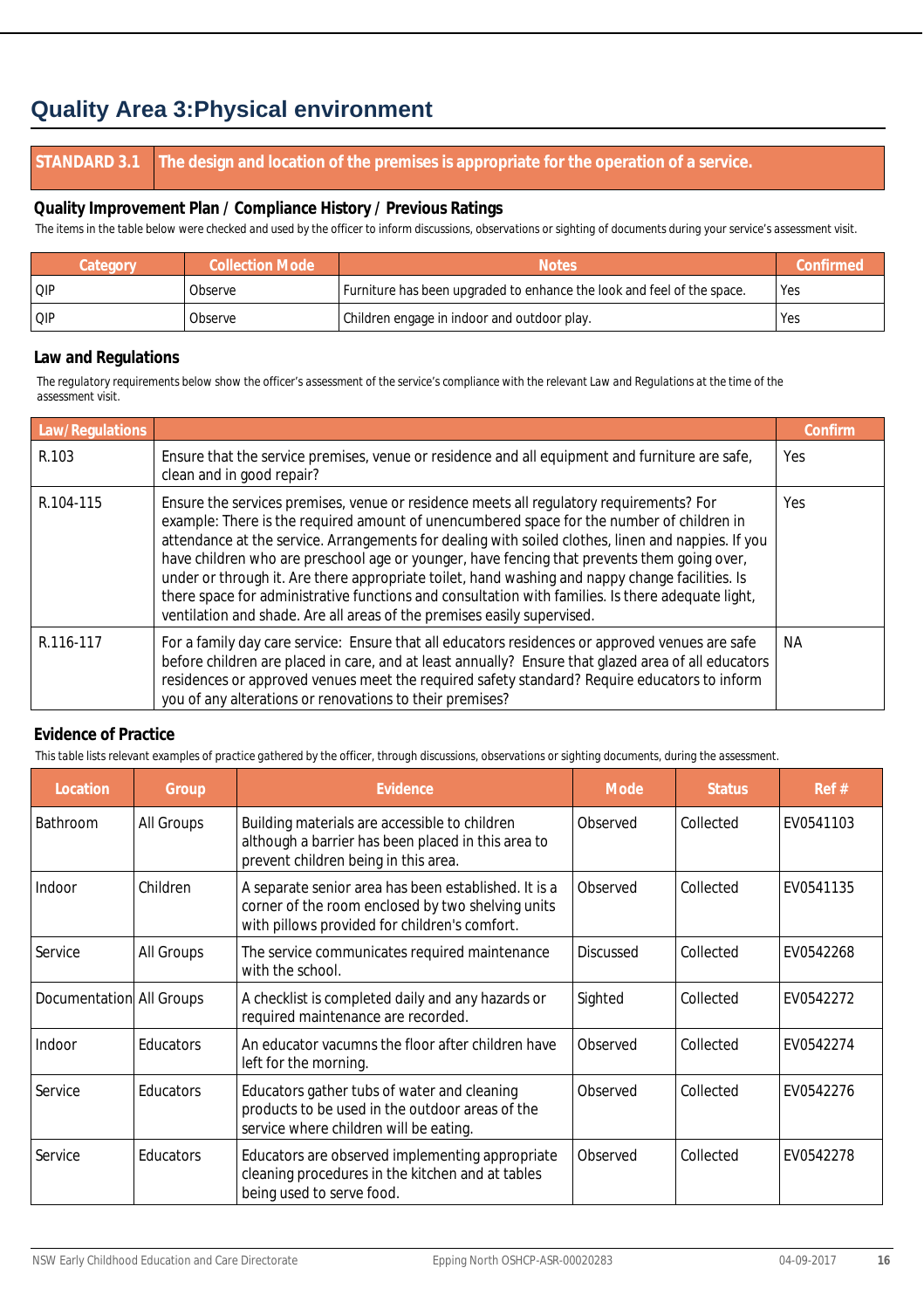# Quality Area 3:Physical environment

| STANDARD 3.1 | The design and location of the premises is appropriate for the operation of a service. |
|---|---|

### Quality Improvement Plan / Compliance History / Previous Ratings

The items in the table below were checked and used by the officer to inform discussions, observations or sighting of documents during your service's assessment visit.

| Category | Collection Mode | Notes | Confirmed |
|---|---|---|---|
| QIP | Observe | Furniture has been upgraded to enhance the look and feel of the space. | Yes |
| QIP | Observe | Children engage in indoor and outdoor play. | Yes |

### Law and Regulations

The regulatory requirements below show the officer's assessment of the service's compliance with the relevant Law and Regulations at the time of the assessment visit.

| Law/Regulations | | Confirm |
|---|---|---|
| R.103 | Ensure that the service premises, venue or residence and all equipment and furniture are safe, clean and in good repair? | Yes |
| R.104-115 | Ensure the services premises, venue or residence meets all regulatory requirements? For example: There is the required amount of unencumbered space for the number of children in attendance at the service. Arrangements for dealing with soiled clothes, linen and nappies. If you have children who are preschool age or younger, have fencing that prevents them going over, under or through it. Are there appropriate toilet, hand washing and nappy change facilities. Is there space for administrative functions and consultation with families. Is there adequate light, ventilation and shade. Are all areas of the premises easily supervised. | Yes |
| R.116-117 | For a family day care service: Ensure that all educators residences or approved venues are safe before children are placed in care, and at least annually? Ensure that glazed area of all educators residences or approved venues meet the required safety standard? Require educators to inform you of any alterations or renovations to their premises? | NA |

### Evidence of Practice

This table lists relevant examples of practice gathered by the officer, through discussions, observations or sighting documents, during the assessment.

| Location | Group | Evidence | Mode | Status | Ref # |
|---|---|---|---|---|---|
| Bathroom | All Groups | Building materials are accessible to children although a barrier has been placed in this area to prevent children being in this area. | Observed | Collected | EV0541103 |
| Indoor | Children | A separate senior area has been established. It is a corner of the room enclosed by two shelving units with pillows provided for children's comfort. | Observed | Collected | EV0541135 |
| Service | All Groups | The service communicates required maintenance with the school. | Discussed | Collected | EV0542268 |
| Documentation | All Groups | A checklist is completed daily and any hazards or required maintenance are recorded. | Sighted | Collected | EV0542272 |
| Indoor | Educators | An educator vacumns the floor after children have left for the morning. | Observed | Collected | EV0542274 |
| Service | Educators | Educators gather tubs of water and cleaning products to be used in the outdoor areas of the service where children will be eating. | Observed | Collected | EV0542276 |
| Service | Educators | Educators are observed implementing appropriate cleaning procedures in the kitchen and at tables being used to serve food. | Observed | Collected | EV0542278 |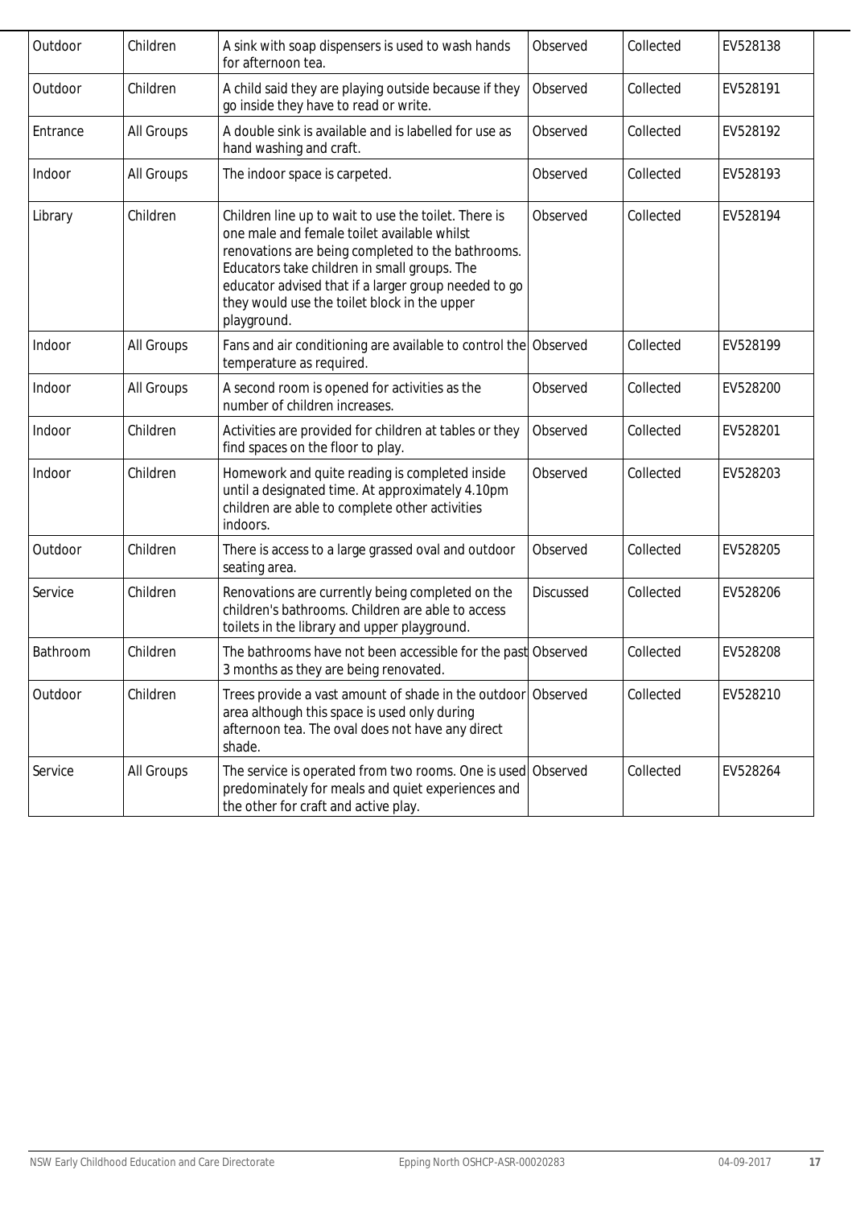| Outdoor | Children | A sink with soap dispensers is used to wash hands for afternoon tea. | Observed | Collected | EV528138 |
|---|---|---|---|---|---|
| Outdoor | Children | A child said they are playing outside because if they go inside they have to read or write. | Observed | Collected | EV528191 |
| Entrance | All Groups | A double sink is available and is labelled for use as hand washing and craft. | Observed | Collected | EV528192 |
| Indoor | All Groups | The indoor space is carpeted. | Observed | Collected | EV528193 |
| Library | Children | Children line up to wait to use the toilet. There is one male and female toilet available whilst renovations are being completed to the bathrooms. Educators take children in small groups. The educator advised that if a larger group needed to go they would use the toilet block in the upper playground. | Observed | Collected | EV528194 |
| Indoor | All Groups | Fans and air conditioning are available to control the temperature as required. | Observed | Collected | EV528199 |
| Indoor | All Groups | A second room is opened for activities as the number of children increases. | Observed | Collected | EV528200 |
| Indoor | Children | Activities are provided for children at tables or they find spaces on the floor to play. | Observed | Collected | EV528201 |
| Indoor | Children | Homework and quite reading is completed inside until a designated time. At approximately 4.10pm children are able to complete other activities indoors. | Observed | Collected | EV528203 |
| Outdoor | Children | There is access to a large grassed oval and outdoor seating area. | Observed | Collected | EV528205 |
| Service | Children | Renovations are currently being completed on the children's bathrooms. Children are able to access toilets in the library and upper playground. | Discussed | Collected | EV528206 |
| Bathroom | Children | The bathrooms have not been accessible for the past 3 months as they are being renovated. | Observed | Collected | EV528208 |
| Outdoor | Children | Trees provide a vast amount of shade in the outdoor area although this space is used only during afternoon tea. The oval does not have any direct shade. | Observed | Collected | EV528210 |
| Service | All Groups | The service is operated from two rooms. One is used predominately for meals and quiet experiences and the other for craft and active play. | Observed | Collected | EV528264 |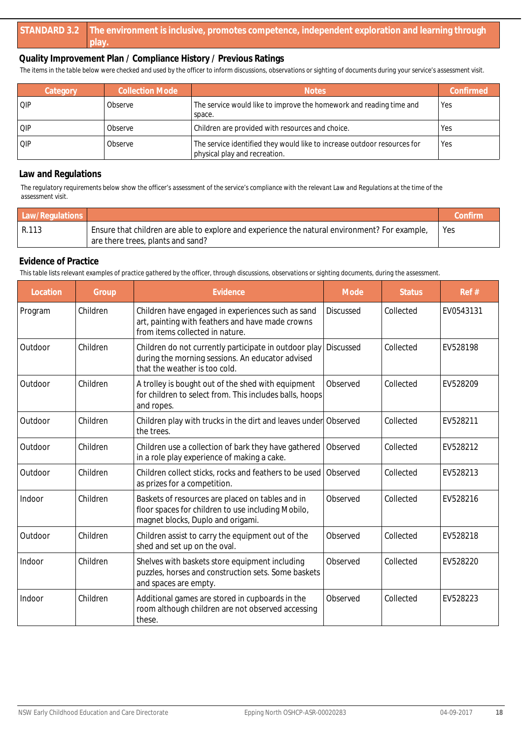| STANDARD 3.2 | The environment is inclusive, promotes competence, independent exploration and learning through play. |
|---|---|

### Quality Improvement Plan / Compliance History / Previous Ratings

The items in the table below were checked and used by the officer to inform discussions, observations or sighting of documents during your service's assessment visit.

| Category | Collection Mode | Notes | Confirmed |
|---|---|---|---|
| QIP | Observe | The service would like to improve the homework and reading time and space. | Yes |
| QIP | Observe | Children are provided with resources and choice. | Yes |
| QIP | Observe | The service identified they would like to increase outdoor resources for physical play and recreation. | Yes |

### Law and Regulations

The regulatory requirements below show the officer's assessment of the service's compliance with the relevant Law and Regulations at the time of the assessment visit.

| Law/Regulations | | Confirm |
|---|---|---|
| R.113 | Ensure that children are able to explore and experience the natural environment? For example, are there trees, plants and sand? | Yes |

### Evidence of Practice

This table lists relevant examples of practice gathered by the officer, through discussions, observations or sighting documents, during the assessment.

| Location | Group | Evidence | Mode | Status | Ref # |
|---|---|---|---|---|---|
| Program | Children | Children have engaged in experiences such as sand art, painting with feathers and have made crowns from items collected in nature. | Discussed | Collected | EV0543131 |
| Outdoor | Children | Children do not currently participate in outdoor play during the morning sessions. An educator advised that the weather is too cold. | Discussed | Collected | EV528198 |
| Outdoor | Children | A trolley is bought out of the shed with equipment for children to select from. This includes balls, hoops and ropes. | Observed | Collected | EV528209 |
| Outdoor | Children | Children play with trucks in the dirt and leaves under the trees. | Observed | Collected | EV528211 |
| Outdoor | Children | Children use a collection of bark they have gathered in a role play experience of making a cake. | Observed | Collected | EV528212 |
| Outdoor | Children | Children collect sticks, rocks and feathers to be used as prizes for a competition. | Observed | Collected | EV528213 |
| Indoor | Children | Baskets of resources are placed on tables and in floor spaces for children to use including Mobilo, magnet blocks, Duplo and origami. | Observed | Collected | EV528216 |
| Outdoor | Children | Children assist to carry the equipment out of the shed and set up on the oval. | Observed | Collected | EV528218 |
| Indoor | Children | Shelves with baskets store equipment including puzzles, horses and construction sets. Some baskets and spaces are empty. | Observed | Collected | EV528220 |
| Indoor | Children | Additional games are stored in cupboards in the room although children are not observed accessing these. | Observed | Collected | EV528223 |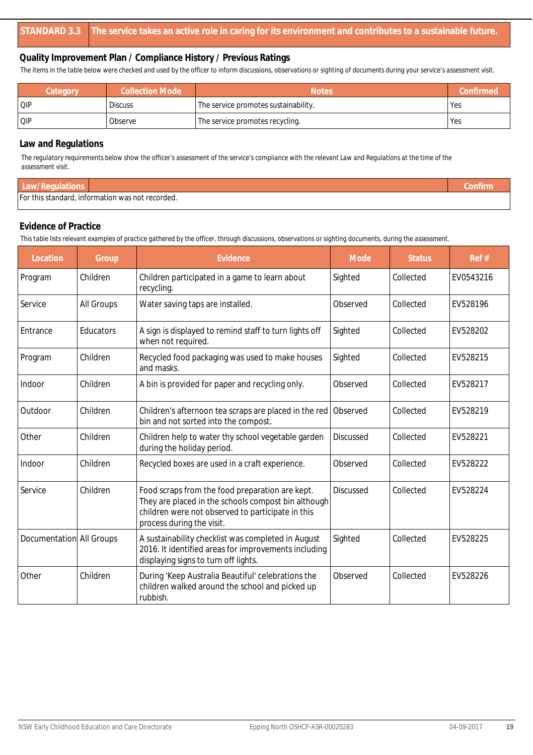| STANDARD 3.3 | The service takes an active role in caring for its environment and contributes to a sustainable future. |
|---|---|

### Quality Improvement Plan / Compliance History / Previous Ratings

The items in the table below were checked and used by the officer to inform discussions, observations or sighting of documents during your service's assessment visit.

| Category | Collection Mode | Notes | Confirmed |
|---|---|---|---|
| QIP | Discuss | The service promotes sustainability. | Yes |
| QIP | Observe | The service promotes recycling. | Yes |

### Law and Regulations

The regulatory requirements below show the officer's assessment of the service's compliance with the relevant Law and Regulations at the time of the assessment visit.

| Law/Regulations | | Confirm |
|---|---|---|
| For this standard, information was not recorded. | | |

### Evidence of Practice

This table lists relevant examples of practice gathered by the officer, through discussions, observations or sighting documents, during the assessment.

| Location | Group | Evidence | Mode | Status | Ref # |
|---|---|---|---|---|---|
| Program | Children | Children participated in a game to learn about recycling. | Sighted | Collected | EV0543216 |
| Service | All Groups | Water saving taps are installed. | Observed | Collected | EV528196 |
| Entrance | Educators | A sign is displayed to remind staff to turn lights off when not required. | Sighted | Collected | EV528202 |
| Program | Children | Recycled food packaging was used to make houses and masks. | Sighted | Collected | EV528215 |
| Indoor | Children | A bin is provided for paper and recycling only. | Observed | Collected | EV528217 |
| Outdoor | Children | Children's afternoon tea scraps are placed in the red bin and not sorted into the compost. | Observed | Collected | EV528219 |
| Other | Children | Children help to water thy school vegetable garden during the holiday period. | Discussed | Collected | EV528221 |
| Indoor | Children | Recycled boxes are used in a craft experience. | Observed | Collected | EV528222 |
| Service | Children | Food scraps from the food preparation are kept. They are placed in the schools compost bin although children were not observed to participate in this process during the visit. | Discussed | Collected | EV528224 |
| Documentation | All Groups | A sustainability checklist was completed in August 2016. It identified areas for improvements including displaying signs to turn off lights. | Sighted | Collected | EV528225 |
| Other | Children | During 'Keep Australia Beautiful' celebrations the children walked around the school and picked up rubbish. | Observed | Collected | EV528226 |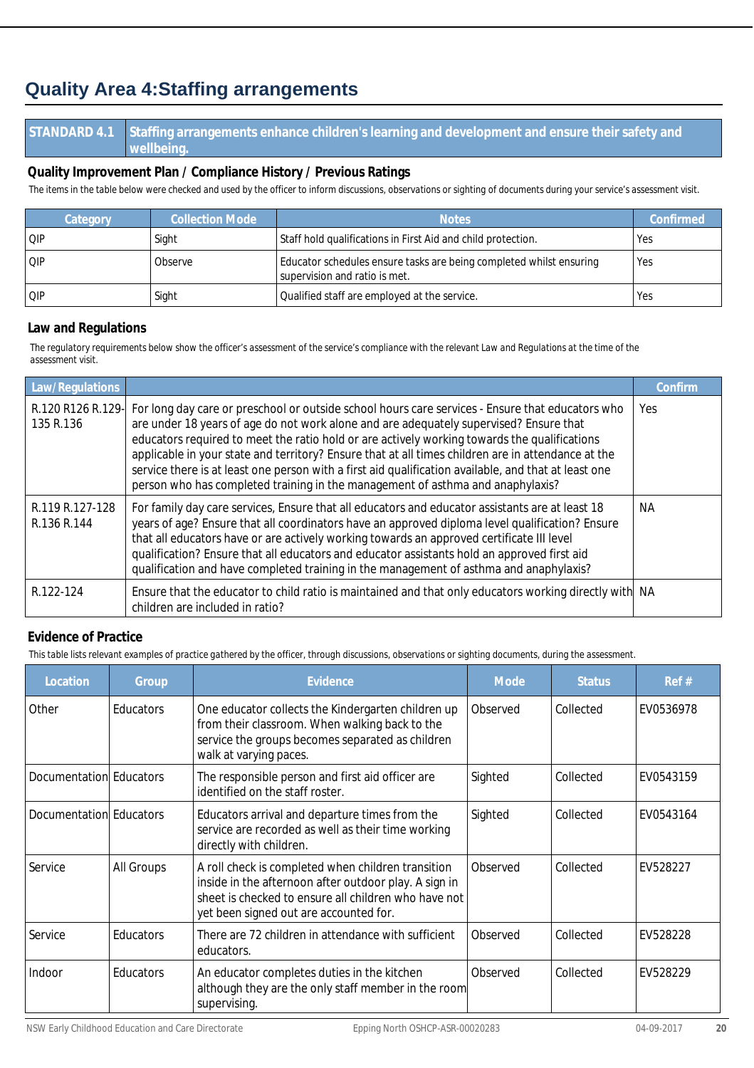## Quality Area 4:Staffing arrangements

| STANDARD 4.1 | Staffing arrangements enhance children's learning and development and ensure their safety and wellbeing. |
|---|---|

### Quality Improvement Plan / Compliance History / Previous Ratings

The items in the table below were checked and used by the officer to inform discussions, observations or sighting of documents during your service's assessment visit.

| Category | Collection Mode | Notes | Confirmed |
|---|---|---|---|
| QIP | Sight | Staff hold qualifications in First Aid and child protection. | Yes |
| QIP | Observe | Educator schedules ensure tasks are being completed whilst ensuring supervision and ratio is met. | Yes |
| QIP | Sight | Qualified staff are employed at the service. | Yes |

### Law and Regulations

The regulatory requirements below show the officer's assessment of the service's compliance with the relevant Law and Regulations at the time of the assessment visit.

| Law/Regulations | | Confirm |
|---|---|---|
| R.120 R126 R.129-135 R.136 | For long day care or preschool or outside school hours care services - Ensure that educators who are under 18 years of age do not work alone and are adequately supervised? Ensure that educators required to meet the ratio hold or are actively working towards the qualifications applicable in your state and territory? Ensure that at all times children are in attendance at the service there is at least one person with a first aid qualification available, and that at least one person who has completed training in the management of asthma and anaphylaxis? | Yes |
| R.119 R.127-128 R.136 R.144 | For family day care services, Ensure that all educators and educator assistants are at least 18 years of age? Ensure that all coordinators have an approved diploma level qualification? Ensure that all educators have or are actively working towards an approved certificate III level qualification? Ensure that all educators and educator assistants hold an approved first aid qualification and have completed training in the management of asthma and anaphylaxis? | NA |
| R.122-124 | Ensure that the educator to child ratio is maintained and that only educators working directly with children are included in ratio? | NA |

### Evidence of Practice

This table lists relevant examples of practice gathered by the officer, through discussions, observations or sighting documents, during the assessment.

| Location | Group | Evidence | Mode | Status | Ref # |
|---|---|---|---|---|---|
| Other | Educators | One educator collects the Kindergarten children up from their classroom. When walking back to the service the groups becomes separated as children walk at varying paces. | Observed | Collected | EV0536978 |
| Documentation | Educators | The responsible person and first aid officer are identified on the staff roster. | Sighted | Collected | EV0543159 |
| Documentation | Educators | Educators arrival and departure times from the service are recorded as well as their time working directly with children. | Sighted | Collected | EV0543164 |
| Service | All Groups | A roll check is completed when children transition inside in the afternoon after outdoor play. A sign in sheet is checked to ensure all children who have not yet been signed out are accounted for. | Observed | Collected | EV528227 |
| Service | Educators | There are 72 children in attendance with sufficient educators. | Observed | Collected | EV528228 |
| Indoor | Educators | An educator completes duties in the kitchen although they are the only staff member in the room supervising. | Observed | Collected | EV528229 |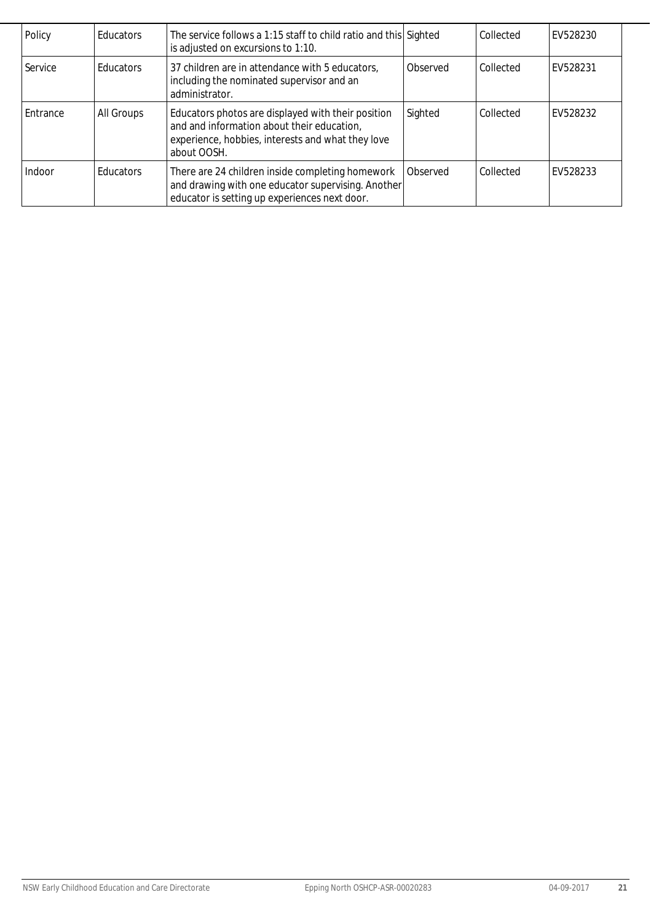| Policy | Educators | The service follows a 1:15 staff to child ratio and this is adjusted on excursions to 1:10. | Sighted | Collected | EV528230 |
|---|---|---|---|---|---|
| Service | Educators | 37 children are in attendance with 5 educators, including the nominated supervisor and an administrator. | Observed | Collected | EV528231 |
| Entrance | All Groups | Educators photos are displayed with their position and and information about their education, experience, hobbies, interests and what they love about OOSH. | Sighted | Collected | EV528232 |
| Indoor | Educators | There are 24 children inside completing homework and drawing with one educator supervising. Another educator is setting up experiences next door. | Observed | Collected | EV528233 |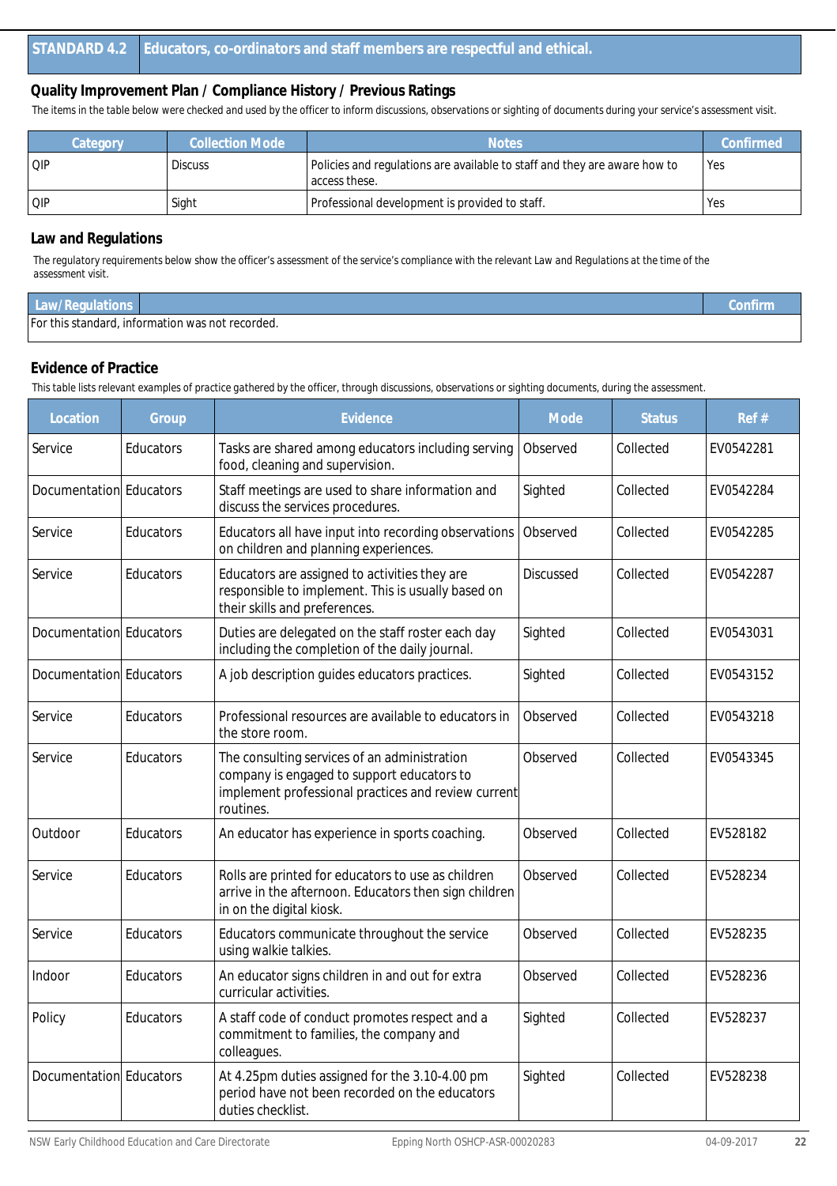| STANDARD 4.2 | Educators, co-ordinators and staff members are respectful and ethical. |
|---|---|

### Quality Improvement Plan / Compliance History / Previous Ratings

The items in the table below were checked and used by the officer to inform discussions, observations or sighting of documents during your service's assessment visit.

| Category | Collection Mode | Notes | Confirmed |
|---|---|---|---|
| QIP | Discuss | Policies and regulations are available to staff and they are aware how to access these. | Yes |
| QIP | Sight | Professional development is provided to staff. | Yes |

### Law and Regulations

The regulatory requirements below show the officer's assessment of the service's compliance with the relevant Law and Regulations at the time of the assessment visit.

| Law/Regulations | | Confirm |
|---|---|---|
| For this standard, information was not recorded. | | |

### Evidence of Practice

This table lists relevant examples of practice gathered by the officer, through discussions, observations or sighting documents, during the assessment.

| Location | Group | Evidence | Mode | Status | Ref # |
|---|---|---|---|---|---|
| Service | Educators | Tasks are shared among educators including serving food, cleaning and supervision. | Observed | Collected | EV0542281 |
| Documentation | Educators | Staff meetings are used to share information and discuss the services procedures. | Sighted | Collected | EV0542284 |
| Service | Educators | Educators all have input into recording observations on children and planning experiences. | Observed | Collected | EV0542285 |
| Service | Educators | Educators are assigned to activities they are responsible to implement. This is usually based on their skills and preferences. | Discussed | Collected | EV0542287 |
| Documentation | Educators | Duties are delegated on the staff roster each day including the completion of the daily journal. | Sighted | Collected | EV0543031 |
| Documentation | Educators | A job description guides educators practices. | Sighted | Collected | EV0543152 |
| Service | Educators | Professional resources are available to educators in the store room. | Observed | Collected | EV0543218 |
| Service | Educators | The consulting services of an administration company is engaged to support educators to implement professional practices and review current routines. | Observed | Collected | EV0543345 |
| Outdoor | Educators | An educator has experience in sports coaching. | Observed | Collected | EV528182 |
| Service | Educators | Rolls are printed for educators to use as children arrive in the afternoon. Educators then sign children in on the digital kiosk. | Observed | Collected | EV528234 |
| Service | Educators | Educators communicate throughout the service using walkie talkies. | Observed | Collected | EV528235 |
| Indoor | Educators | An educator signs children in and out for extra curricular activities. | Observed | Collected | EV528236 |
| Policy | Educators | A staff code of conduct promotes respect and a commitment to families, the company and colleagues. | Sighted | Collected | EV528237 |
| Documentation | Educators | At 4.25pm duties assigned for the 3.10-4.00 pm period have not been recorded on the educators duties checklist. | Sighted | Collected | EV528238 |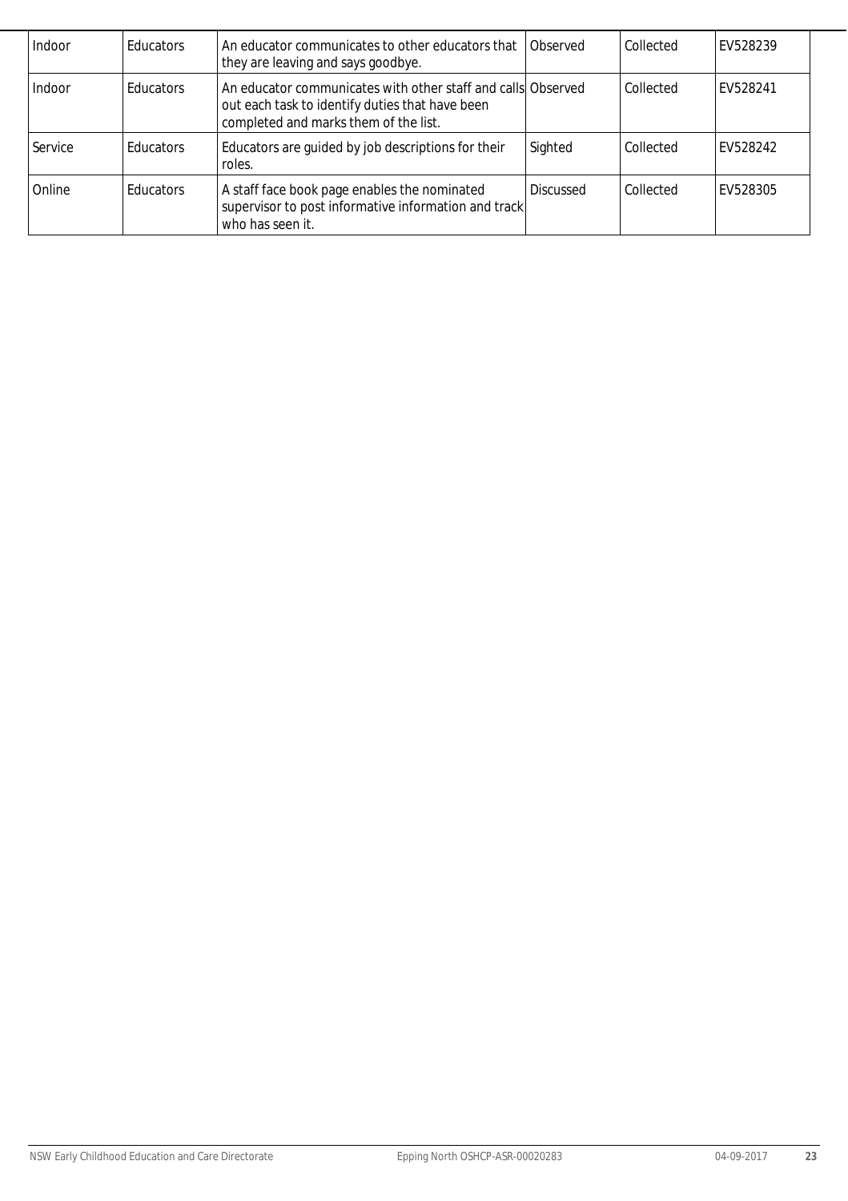| Indoor | Educators | An educator communicates to other educators that they are leaving and says goodbye. | Observed | Collected | EV528239 |
|---|---|---|---|---|---|
| Indoor | Educators | An educator communicates with other staff and calls out each task to identify duties that have been completed and marks them of the list. | Observed | Collected | EV528241 |
| Service | Educators | Educators are guided by job descriptions for their roles. | Sighted | Collected | EV528242 |
| Online | Educators | A staff face book page enables the nominated supervisor to post informative information and track who has seen it. | Discussed | Collected | EV528305 |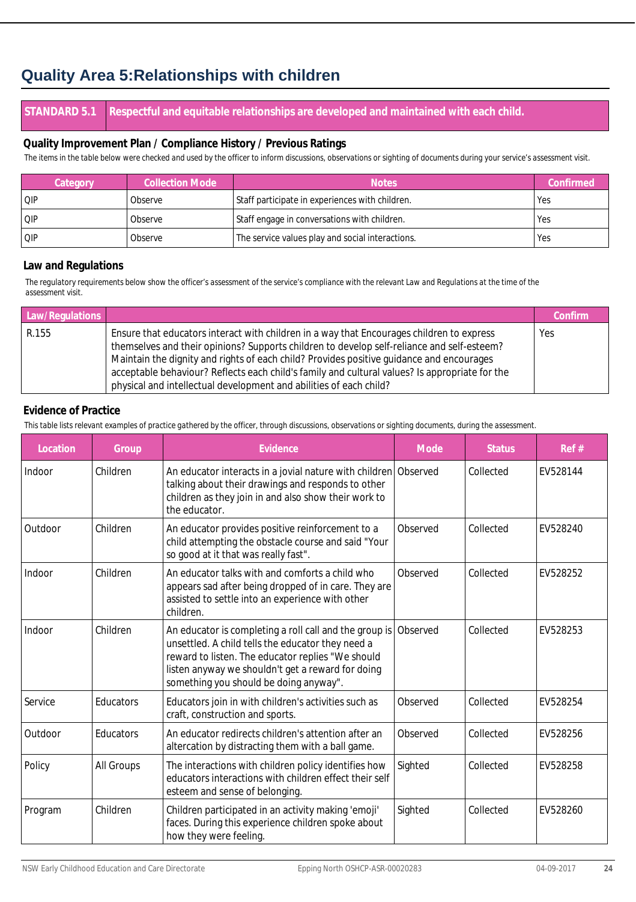## Quality Area 5:Relationships with children

| STANDARD 5.1 | Respectful and equitable relationships are developed and maintained with each child. |
|---|---|

### Quality Improvement Plan / Compliance History / Previous Ratings

The items in the table below were checked and used by the officer to inform discussions, observations or sighting of documents during your service's assessment visit.

| Category | Collection Mode | Notes | Confirmed |
|---|---|---|---|
| QIP | Observe | Staff participate in experiences with children. | Yes |
| QIP | Observe | Staff engage in conversations with children. | Yes |
| QIP | Observe | The service values play and social interactions. | Yes |

### Law and Regulations

The regulatory requirements below show the officer's assessment of the service's compliance with the relevant Law and Regulations at the time of the assessment visit.

| Law/Regulations | | Confirm |
|---|---|---|
| R.155 | Ensure that educators interact with children in a way that Encourages children to express themselves and their opinions? Supports children to develop self-reliance and self-esteem? Maintain the dignity and rights of each child? Provides positive guidance and encourages acceptable behaviour? Reflects each child's family and cultural values? Is appropriate for the physical and intellectual development and abilities of each child? | Yes |

### Evidence of Practice

This table lists relevant examples of practice gathered by the officer, through discussions, observations or sighting documents, during the assessment.

| Location | Group | Evidence | Mode | Status | Ref # |
|---|---|---|---|---|---|
| Indoor | Children | An educator interacts in a jovial nature with children talking about their drawings and responds to other children as they join in and also show their work to the educator. | Observed | Collected | EV528144 |
| Outdoor | Children | An educator provides positive reinforcement to a child attempting the obstacle course and said "Your so good at it that was really fast". | Observed | Collected | EV528240 |
| Indoor | Children | An educator talks with and comforts a child who appears sad after being dropped of in care. They are assisted to settle into an experience with other children. | Observed | Collected | EV528252 |
| Indoor | Children | An educator is completing a roll call and the group is unsettled. A child tells the educator they need a reward to listen. The educator replies "We should listen anyway we shouldn't get a reward for doing something you should be doing anyway". | Observed | Collected | EV528253 |
| Service | Educators | Educators join in with children's activities such as craft, construction and sports. | Observed | Collected | EV528254 |
| Outdoor | Educators | An educator redirects children's attention after an altercation by distracting them with a ball game. | Observed | Collected | EV528256 |
| Policy | All Groups | The interactions with children policy identifies how educators interactions with children effect their self esteem and sense of belonging. | Sighted | Collected | EV528258 |
| Program | Children | Children participated in an activity making 'emoji' faces. During this experience children spoke about how they were feeling. | Sighted | Collected | EV528260 |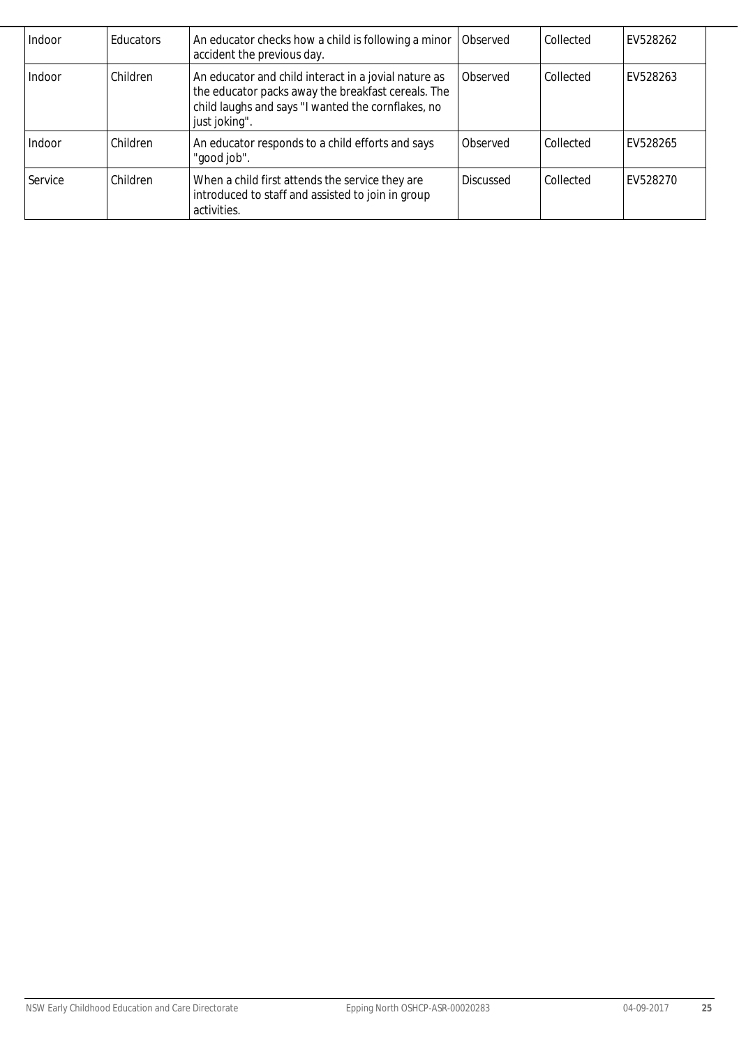| | | | | | |
|---|---|---|---|---|---|
| Indoor | Educators | An educator checks how a child is following a minor accident the previous day. | Observed | Collected | EV528262 |
| Indoor | Children | An educator and child interact in a jovial nature as the educator packs away the breakfast cereals. The child laughs and says "I wanted the cornflakes, no just joking". | Observed | Collected | EV528263 |
| Indoor | Children | An educator responds to a child efforts and says "good job". | Observed | Collected | EV528265 |
| Service | Children | When a child first attends the service they are introduced to staff and assisted to join in group activities. | Discussed | Collected | EV528270 |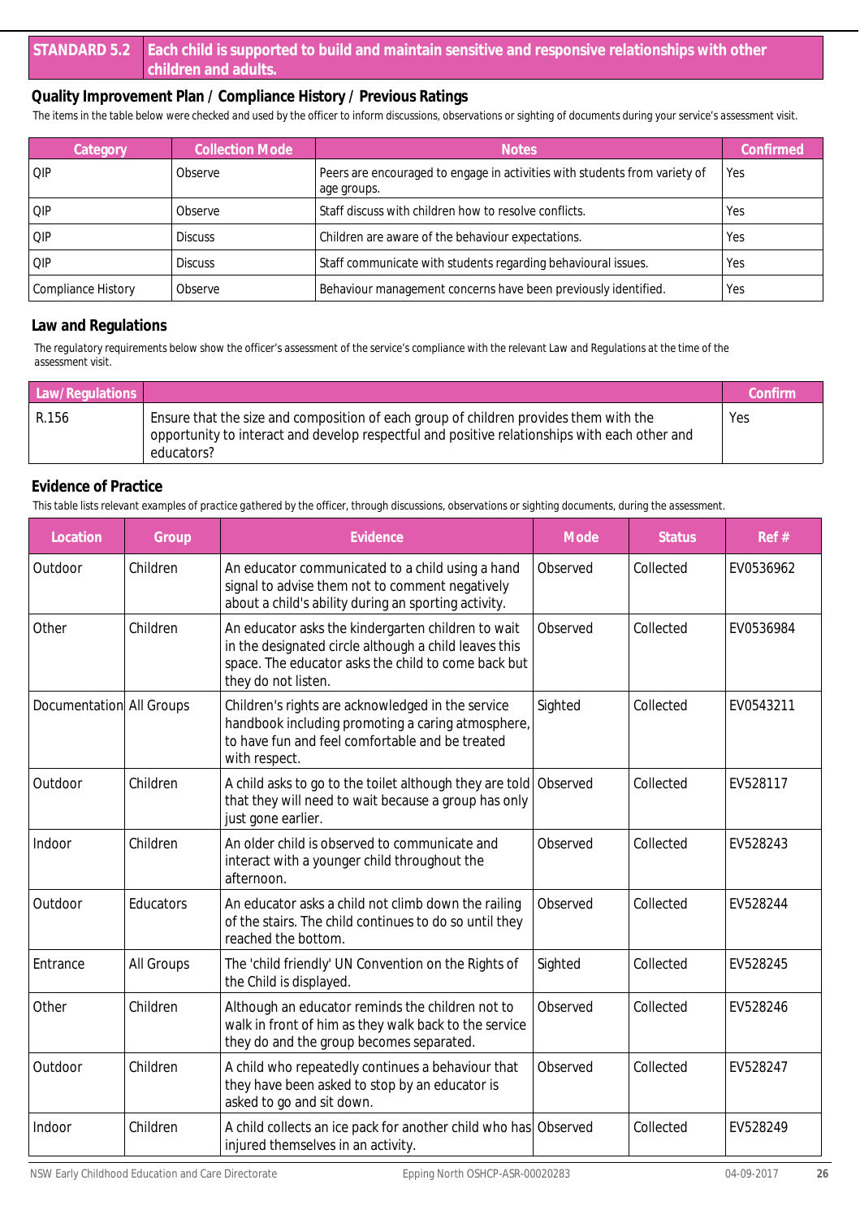## STANDARD 5.2 Each child is supported to build and maintain sensitive and responsive relationships with other children and adults.

### Quality Improvement Plan / Compliance History / Previous Ratings

The items in the table below were checked and used by the officer to inform discussions, observations or sighting of documents during your service's assessment visit.

| Category | Collection Mode | Notes | Confirmed |
|---|---|---|---|
| QIP | Observe | Peers are encouraged to engage in activities with students from variety of age groups. | Yes |
| QIP | Observe | Staff discuss with children how to resolve conflicts. | Yes |
| QIP | Discuss | Children are aware of the behaviour expectations. | Yes |
| QIP | Discuss | Staff communicate with students regarding behavioural issues. | Yes |
| Compliance History | Observe | Behaviour management concerns have been previously identified. | Yes |

### Law and Regulations

The regulatory requirements below show the officer's assessment of the service's compliance with the relevant Law and Regulations at the time of the assessment visit.

| Law/Regulations | | Confirm |
|---|---|---|
| R.156 | Ensure that the size and composition of each group of children provides them with the opportunity to interact and develop respectful and positive relationships with each other and educators? | Yes |

### Evidence of Practice

This table lists relevant examples of practice gathered by the officer, through discussions, observations or sighting documents, during the assessment.

| Location | Group | Evidence | Mode | Status | Ref # |
|---|---|---|---|---|---|
| Outdoor | Children | An educator communicated to a child using a hand signal to advise them not to comment negatively about a child's ability during an sporting activity. | Observed | Collected | EV0536962 |
| Other | Children | An educator asks the kindergarten children to wait in the designated circle although a child leaves this space. The educator asks the child to come back but they do not listen. | Observed | Collected | EV0536984 |
| Documentation | All Groups | Children's rights are acknowledged in the service handbook including promoting a caring atmosphere, to have fun and feel comfortable and be treated with respect. | Sighted | Collected | EV0543211 |
| Outdoor | Children | A child asks to go to the toilet although they are told that they will need to wait because a group has only just gone earlier. | Observed | Collected | EV528117 |
| Indoor | Children | An older child is observed to communicate and interact with a younger child throughout the afternoon. | Observed | Collected | EV528243 |
| Outdoor | Educators | An educator asks a child not climb down the railing of the stairs. The child continues to do so until they reached the bottom. | Observed | Collected | EV528244 |
| Entrance | All Groups | The 'child friendly' UN Convention on the Rights of the Child is displayed. | Sighted | Collected | EV528245 |
| Other | Children | Although an educator reminds the children not to walk in front of him as they walk back to the service they do and the group becomes separated. | Observed | Collected | EV528246 |
| Outdoor | Children | A child who repeatedly continues a behaviour that they have been asked to stop by an educator is asked to go and sit down. | Observed | Collected | EV528247 |
| Indoor | Children | A child collects an ice pack for another child who has injured themselves in an activity. | Observed | Collected | EV528249 |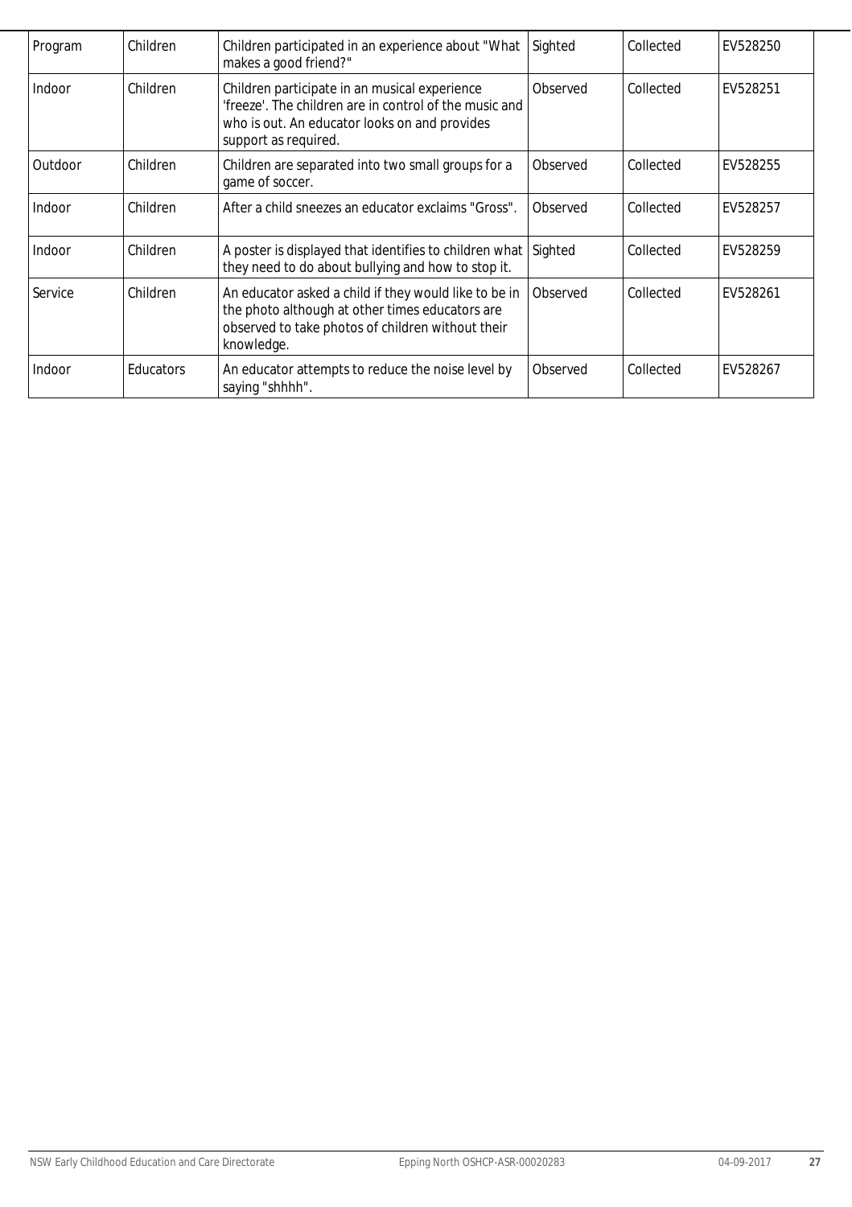| | | | | | |
|---|---|---|---|---|---|
| Program | Children | Children participated in an experience about "What makes a good friend?" | Sighted | Collected | EV528250 |
| Indoor | Children | Children participate in an musical experience 'freeze'. The children are in control of the music and who is out. An educator looks on and provides support as required. | Observed | Collected | EV528251 |
| Outdoor | Children | Children are separated into two small groups for a game of soccer. | Observed | Collected | EV528255 |
| Indoor | Children | After a child sneezes an educator exclaims "Gross". | Observed | Collected | EV528257 |
| Indoor | Children | A poster is displayed that identifies to children what they need to do about bullying and how to stop it. | Sighted | Collected | EV528259 |
| Service | Children | An educator asked a child if they would like to be in the photo although at other times educators are observed to take photos of children without their knowledge. | Observed | Collected | EV528261 |
| Indoor | Educators | An educator attempts to reduce the noise level by saying "shhhh". | Observed | Collected | EV528267 |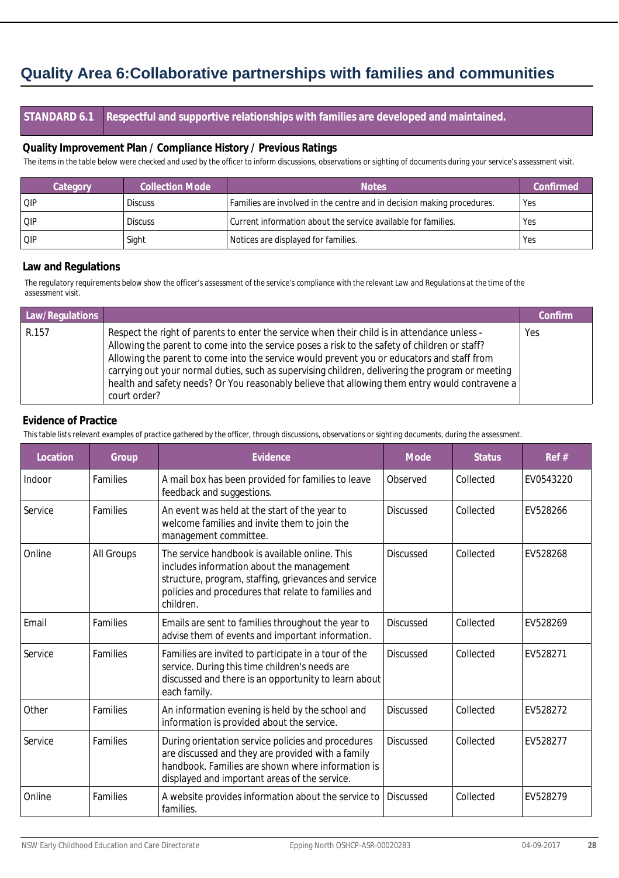## Quality Area 6:Collaborative partnerships with families and communities

| STANDARD 6.1 | Respectful and supportive relationships with families are developed and maintained. |
|---|---|

### Quality Improvement Plan / Compliance History / Previous Ratings

The items in the table below were checked and used by the officer to inform discussions, observations or sighting of documents during your service's assessment visit.

| Category | Collection Mode | Notes | Confirmed |
|---|---|---|---|
| QIP | Discuss | Families are involved in the centre and in decision making procedures. | Yes |
| QIP | Discuss | Current information about the service available for families. | Yes |
| QIP | Sight | Notices are displayed for families. | Yes |

### Law and Regulations

The regulatory requirements below show the officer's assessment of the service's compliance with the relevant Law and Regulations at the time of the assessment visit.

| Law/Regulations | | Confirm |
|---|---|---|
| R.157 | Respect the right of parents to enter the service when their child is in attendance unless - Allowing the parent to come into the service poses a risk to the safety of children or staff? Allowing the parent to come into the service would prevent you or educators and staff from carrying out your normal duties, such as supervising children, delivering the program or meeting health and safety needs? Or You reasonably believe that allowing them entry would contravene a court order? | Yes |

### Evidence of Practice

This table lists relevant examples of practice gathered by the officer, through discussions, observations or sighting documents, during the assessment.

| Location | Group | Evidence | Mode | Status | Ref # |
|---|---|---|---|---|---|
| Indoor | Families | A mail box has been provided for families to leave feedback and suggestions. | Observed | Collected | EV0543220 |
| Service | Families | An event was held at the start of the year to welcome families and invite them to join the management committee. | Discussed | Collected | EV528266 |
| Online | All Groups | The service handbook is available online. This includes information about the management structure, program, staffing, grievances and service policies and procedures that relate to families and children. | Discussed | Collected | EV528268 |
| Email | Families | Emails are sent to families throughout the year to advise them of events and important information. | Discussed | Collected | EV528269 |
| Service | Families | Families are invited to participate in a tour of the service. During this time children's needs are discussed and there is an opportunity to learn about each family. | Discussed | Collected | EV528271 |
| Other | Families | An information evening is held by the school and information is provided about the service. | Discussed | Collected | EV528272 |
| Service | Families | During orientation service policies and procedures are discussed and they are provided with a family handbook. Families are shown where information is displayed and important areas of the service. | Discussed | Collected | EV528277 |
| Online | Families | A website provides information about the service to families. | Discussed | Collected | EV528279 |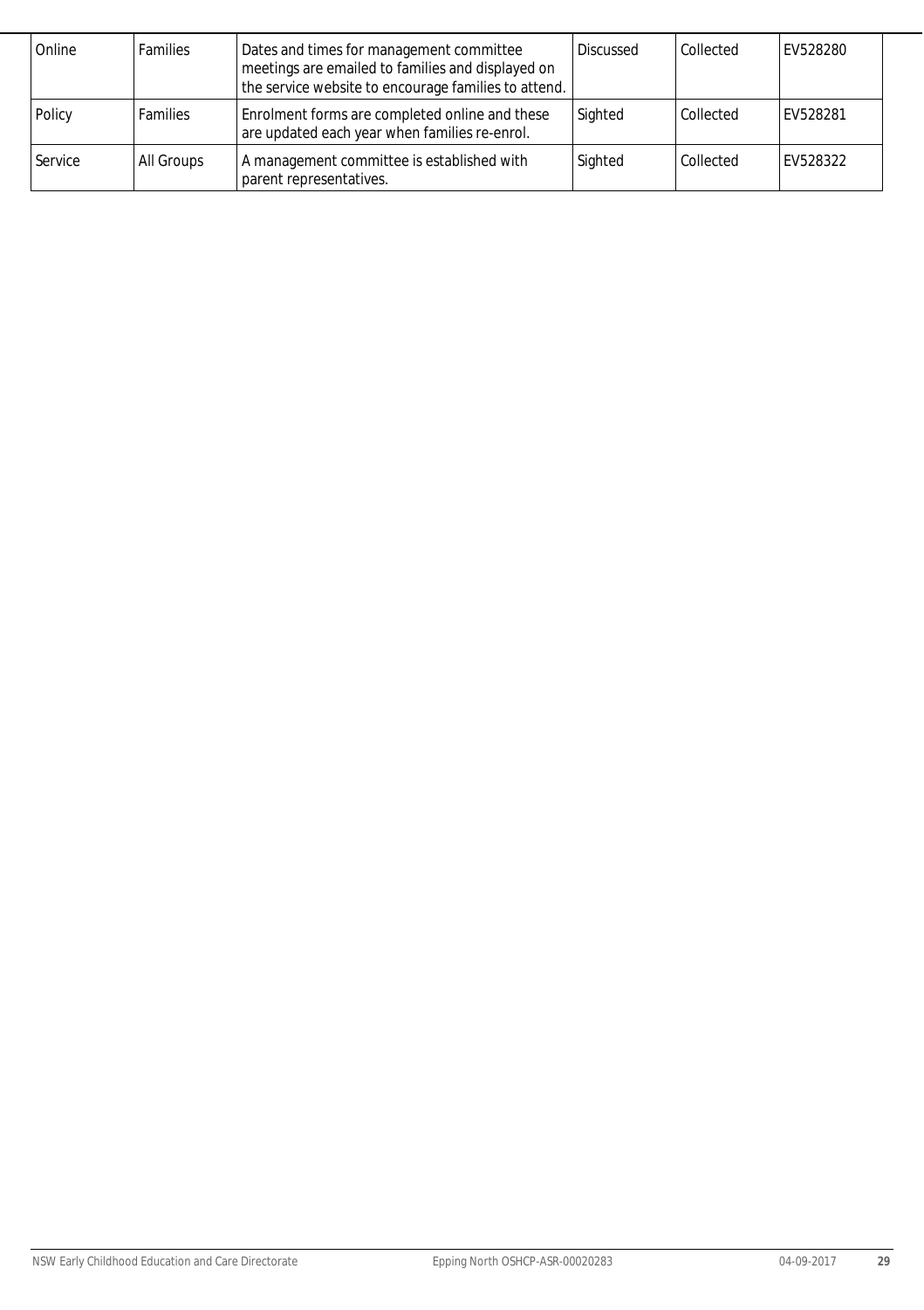| Online | Families | Dates and times for management committee meetings are emailed to families and displayed on the service website to encourage families to attend. | Discussed | Collected | EV528280 |
|---|---|---|---|---|---|
| Policy | Families | Enrolment forms are completed online and these are updated each year when families re-enrol. | Sighted | Collected | EV528281 |
| Service | All Groups | A management committee is established with parent representatives. | Sighted | Collected | EV528322 |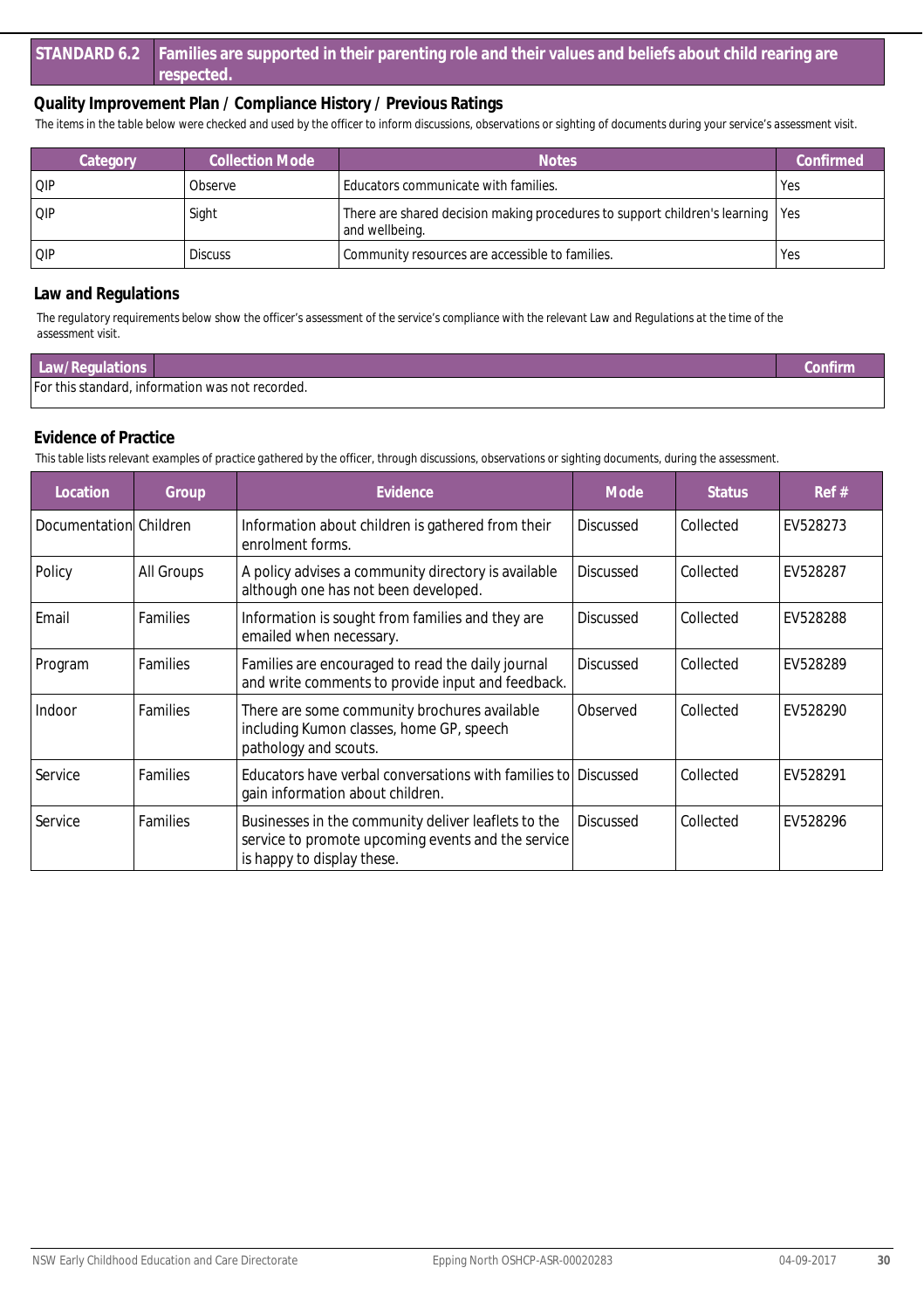## STANDARD 6.2 Families are supported in their parenting role and their values and beliefs about child rearing are respected.

### Quality Improvement Plan / Compliance History / Previous Ratings

The items in the table below were checked and used by the officer to inform discussions, observations or sighting of documents during your service's assessment visit.

| Category | Collection Mode | Notes | Confirmed |
|---|---|---|---|
| QIP | Observe | Educators communicate with families. | Yes |
| QIP | Sight | There are shared decision making procedures to support children's learning and wellbeing. | Yes |
| QIP | Discuss | Community resources are accessible to families. | Yes |

### Law and Regulations

The regulatory requirements below show the officer's assessment of the service's compliance with the relevant Law and Regulations at the time of the assessment visit.

| Law/Regulations | Confirm |
|---|---|
| For this standard, information was not recorded. | |

### Evidence of Practice

This table lists relevant examples of practice gathered by the officer, through discussions, observations or sighting documents, during the assessment.

| Location | Group | Evidence | Mode | Status | Ref # |
|---|---|---|---|---|---|
| Documentation | Children | Information about children is gathered from their enrolment forms. | Discussed | Collected | EV528273 |
| Policy | All Groups | A policy advises a community directory is available although one has not been developed. | Discussed | Collected | EV528287 |
| Email | Families | Information is sought from families and they are emailed when necessary. | Discussed | Collected | EV528288 |
| Program | Families | Families are encouraged to read the daily journal and write comments to provide input and feedback. | Discussed | Collected | EV528289 |
| Indoor | Families | There are some community brochures available including Kumon classes, home GP, speech pathology and scouts. | Observed | Collected | EV528290 |
| Service | Families | Educators have verbal conversations with families to gain information about children. | Discussed | Collected | EV528291 |
| Service | Families | Businesses in the community deliver leaflets to the service to promote upcoming events and the service is happy to display these. | Discussed | Collected | EV528296 |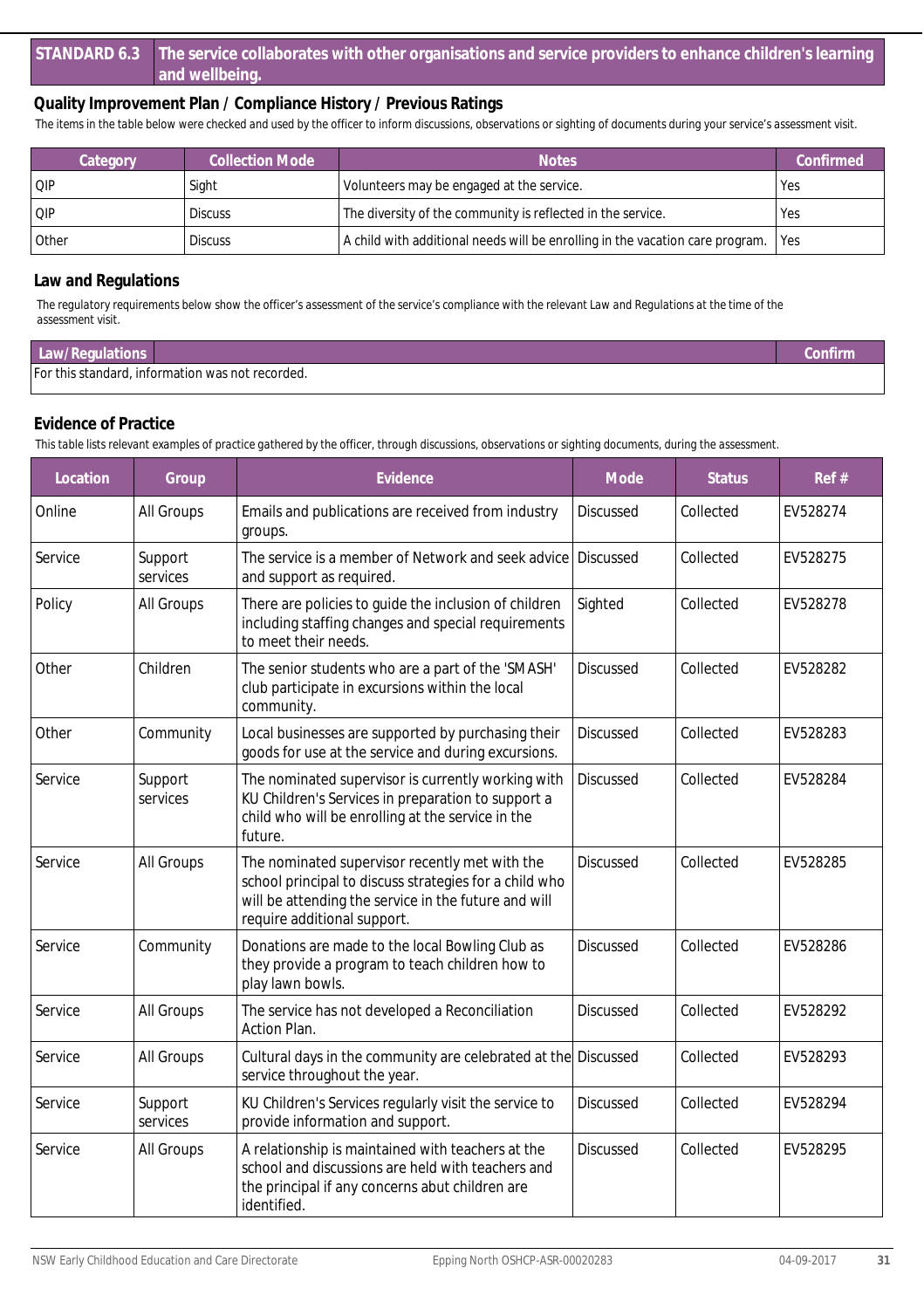## STANDARD 6.3 The service collaborates with other organisations and service providers to enhance children's learning and wellbeing.

### Quality Improvement Plan / Compliance History / Previous Ratings

The items in the table below were checked and used by the officer to inform discussions, observations or sighting of documents during your service's assessment visit.

| Category | Collection Mode | Notes | Confirmed |
|---|---|---|---|
| QIP | Sight | Volunteers may be engaged at the service. | Yes |
| QIP | Discuss | The diversity of the community is reflected in the service. | Yes |
| Other | Discuss | A child with additional needs will be enrolling in the vacation care program. | Yes |

### Law and Regulations

The regulatory requirements below show the officer's assessment of the service's compliance with the relevant Law and Regulations at the time of the assessment visit.

| Law/Regulations | Confirm |
|---|---|
| For this standard, information was not recorded. | |

### Evidence of Practice

This table lists relevant examples of practice gathered by the officer, through discussions, observations or sighting documents, during the assessment.

| Location | Group | Evidence | Mode | Status | Ref # |
|---|---|---|---|---|---|
| Online | All Groups | Emails and publications are received from industry groups. | Discussed | Collected | EV528274 |
| Service | Support services | The service is a member of Network and seek advice and support as required. | Discussed | Collected | EV528275 |
| Policy | All Groups | There are policies to guide the inclusion of children including staffing changes and special requirements to meet their needs. | Sighted | Collected | EV528278 |
| Other | Children | The senior students who are a part of the 'SMASH' club participate in excursions within the local community. | Discussed | Collected | EV528282 |
| Other | Community | Local businesses are supported by purchasing their goods for use at the service and during excursions. | Discussed | Collected | EV528283 |
| Service | Support services | The nominated supervisor is currently working with KU Children's Services in preparation to support a child who will be enrolling at the service in the future. | Discussed | Collected | EV528284 |
| Service | All Groups | The nominated supervisor recently met with the school principal to discuss strategies for a child who will be attending the service in the future and will require additional support. | Discussed | Collected | EV528285 |
| Service | Community | Donations are made to the local Bowling Club as they provide a program to teach children how to play lawn bowls. | Discussed | Collected | EV528286 |
| Service | All Groups | The service has not developed a Reconciliation Action Plan. | Discussed | Collected | EV528292 |
| Service | All Groups | Cultural days in the community are celebrated at the service throughout the year. | Discussed | Collected | EV528293 |
| Service | Support services | KU Children's Services regularly visit the service to provide information and support. | Discussed | Collected | EV528294 |
| Service | All Groups | A relationship is maintained with teachers at the school and discussions are held with teachers and the principal if any concerns abut children are identified. | Discussed | Collected | EV528295 |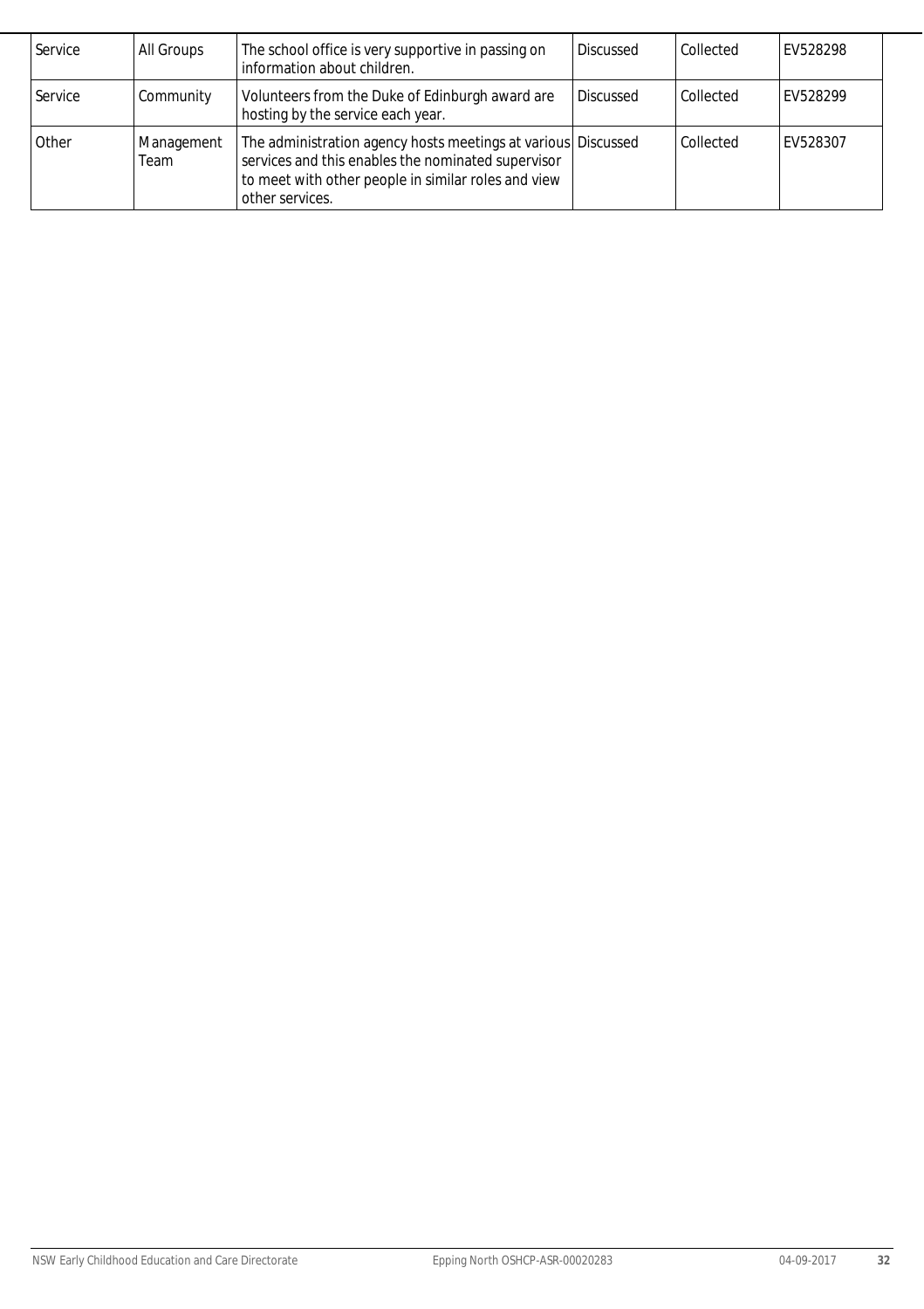| Service | All Groups | The school office is very supportive in passing on information about children. | Discussed | Collected | EV528298 |
|---|---|---|---|---|---|
| Service | Community | Volunteers from the Duke of Edinburgh award are hosting by the service each year. | Discussed | Collected | EV528299 |
| Other | Management Team | The administration agency hosts meetings at various services and this enables the nominated supervisor to meet with other people in similar roles and view other services. | Discussed | Collected | EV528307 |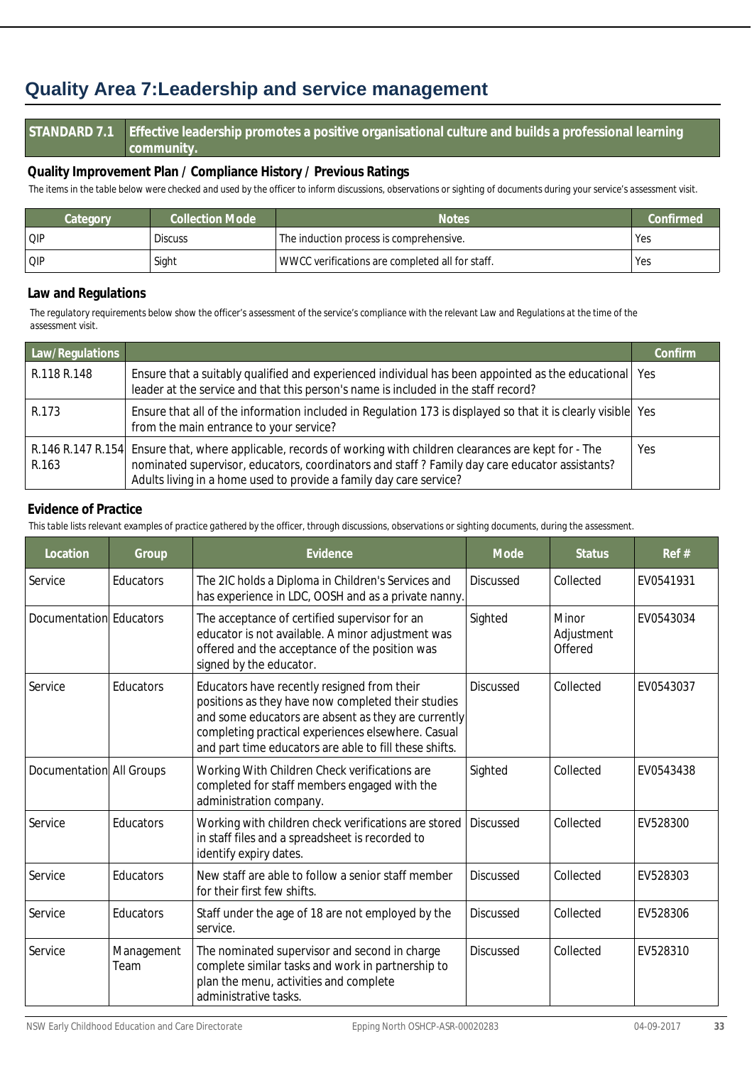# Quality Area 7:Leadership and service management

| STANDARD 7.1 | Effective leadership promotes a positive organisational culture and builds a professional learning community. |
|---|---|

### Quality Improvement Plan / Compliance History / Previous Ratings

The items in the table below were checked and used by the officer to inform discussions, observations or sighting of documents during your service's assessment visit.

| Category | Collection Mode | Notes | Confirmed |
|---|---|---|---|
| QIP | Discuss | The induction process is comprehensive. | Yes |
| QIP | Sight | WWCC verifications are completed all for staff. | Yes |

### Law and Regulations

The regulatory requirements below show the officer's assessment of the service's compliance with the relevant Law and Regulations at the time of the assessment visit.

| Law/Regulations | | Confirm |
|---|---|---|
| R.118 R.148 | Ensure that a suitably qualified and experienced individual has been appointed as the educational leader at the service and that this person's name is included in the staff record? | Yes |
| R.173 | Ensure that all of the information included in Regulation 173 is displayed so that it is clearly visible from the main entrance to your service? | Yes |
| R.146 R.147 R.154 R.163 | Ensure that, where applicable, records of working with children clearances are kept for - The nominated supervisor, educators, coordinators and staff ? Family day care educator assistants? Adults living in a home used to provide a family day care service? | Yes |

### Evidence of Practice

This table lists relevant examples of practice gathered by the officer, through discussions, observations or sighting documents, during the assessment.

| Location | Group | Evidence | Mode | Status | Ref # |
|---|---|---|---|---|---|
| Service | Educators | The 2IC holds a Diploma in Children's Services and has experience in LDC, OOSH and as a private nanny. | Discussed | Collected | EV0541931 |
| Documentation | Educators | The acceptance of certified supervisor for an educator is not available. A minor adjustment was offered and the acceptance of the position was signed by the educator. | Sighted | Minor Adjustment Offered | EV0543034 |
| Service | Educators | Educators have recently resigned from their positions as they have now completed their studies and some educators are absent as they are currently completing practical experiences elsewhere. Casual and part time educators are able to fill these shifts. | Discussed | Collected | EV0543037 |
| Documentation | All Groups | Working With Children Check verifications are completed for staff members engaged with the administration company. | Sighted | Collected | EV0543438 |
| Service | Educators | Working with children check verifications are stored in staff files and a spreadsheet is recorded to identify expiry dates. | Discussed | Collected | EV528300 |
| Service | Educators | New staff are able to follow a senior staff member for their first few shifts. | Discussed | Collected | EV528303 |
| Service | Educators | Staff under the age of 18 are not employed by the service. | Discussed | Collected | EV528306 |
| Service | Management Team | The nominated supervisor and second in charge complete similar tasks and work in partnership to plan the menu, activities and complete administrative tasks. | Discussed | Collected | EV528310 |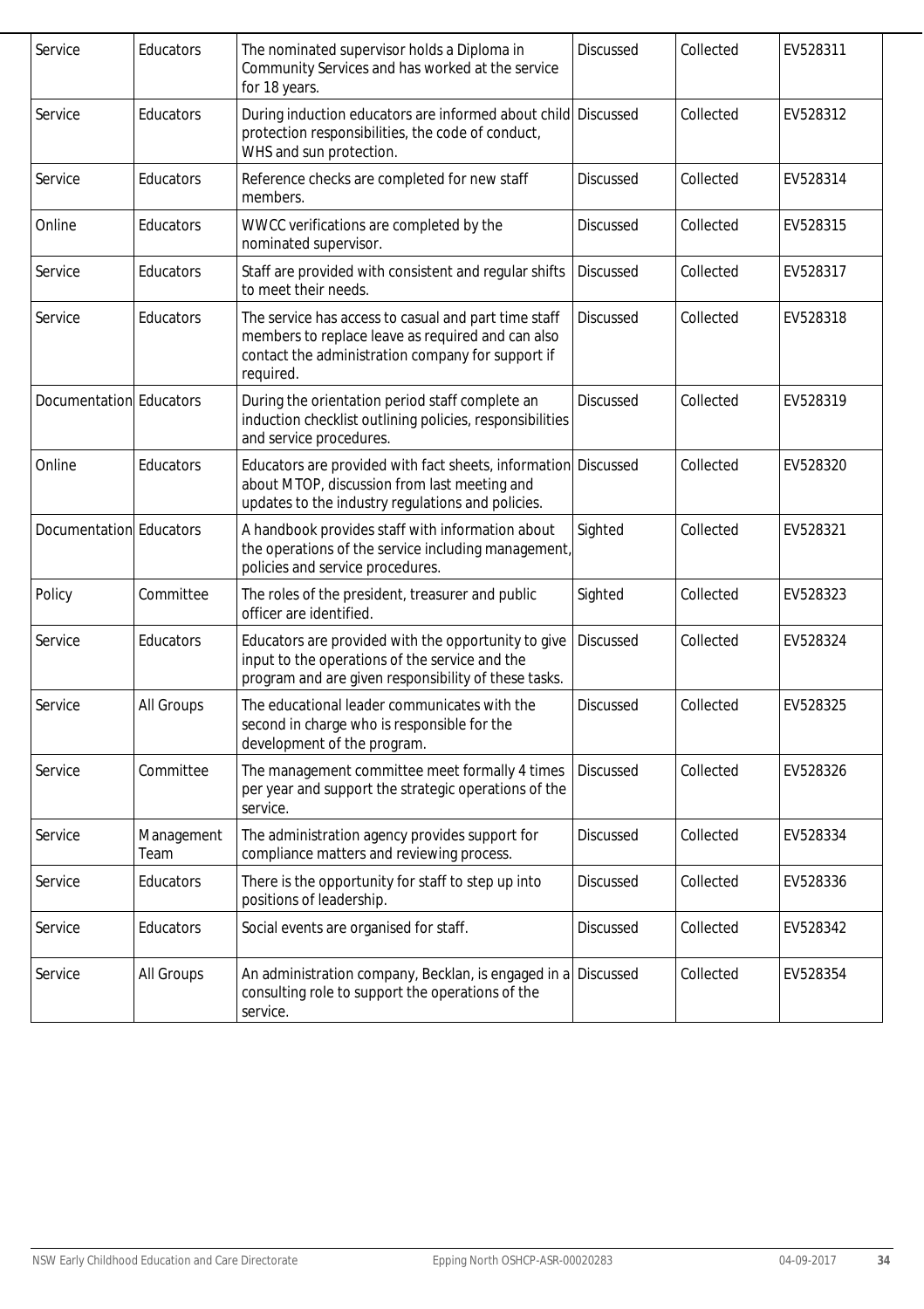| | | | | | |
|---|---|---|---|---|---|
| Service | Educators | The nominated supervisor holds a Diploma in Community Services and has worked at the service for 18 years. | Discussed | Collected | EV528311 |
| Service | Educators | During induction educators are informed about child protection responsibilities, the code of conduct, WHS and sun protection. | Discussed | Collected | EV528312 |
| Service | Educators | Reference checks are completed for new staff members. | Discussed | Collected | EV528314 |
| Online | Educators | WWCC verifications are completed by the nominated supervisor. | Discussed | Collected | EV528315 |
| Service | Educators | Staff are provided with consistent and regular shifts to meet their needs. | Discussed | Collected | EV528317 |
| Service | Educators | The service has access to casual and part time staff members to replace leave as required and can also contact the administration company for support if required. | Discussed | Collected | EV528318 |
| Documentation | Educators | During the orientation period staff complete an induction checklist outlining policies, responsibilities and service procedures. | Discussed | Collected | EV528319 |
| Online | Educators | Educators are provided with fact sheets, information about MTOP, discussion from last meeting and updates to the industry regulations and policies. | Discussed | Collected | EV528320 |
| Documentation | Educators | A handbook provides staff with information about the operations of the service including management, policies and service procedures. | Sighted | Collected | EV528321 |
| Policy | Committee | The roles of the president, treasurer and public officer are identified. | Sighted | Collected | EV528323 |
| Service | Educators | Educators are provided with the opportunity to give input to the operations of the service and the program and are given responsibility of these tasks. | Discussed | Collected | EV528324 |
| Service | All Groups | The educational leader communicates with the second in charge who is responsible for the development of the program. | Discussed | Collected | EV528325 |
| Service | Committee | The management committee meet formally 4 times per year and support the strategic operations of the service. | Discussed | Collected | EV528326 |
| Service | Management Team | The administration agency provides support for compliance matters and reviewing process. | Discussed | Collected | EV528334 |
| Service | Educators | There is the opportunity for staff to step up into positions of leadership. | Discussed | Collected | EV528336 |
| Service | Educators | Social events are organised for staff. | Discussed | Collected | EV528342 |
| Service | All Groups | An administration company, Becklan, is engaged in a consulting role to support the operations of the service. | Discussed | Collected | EV528354 |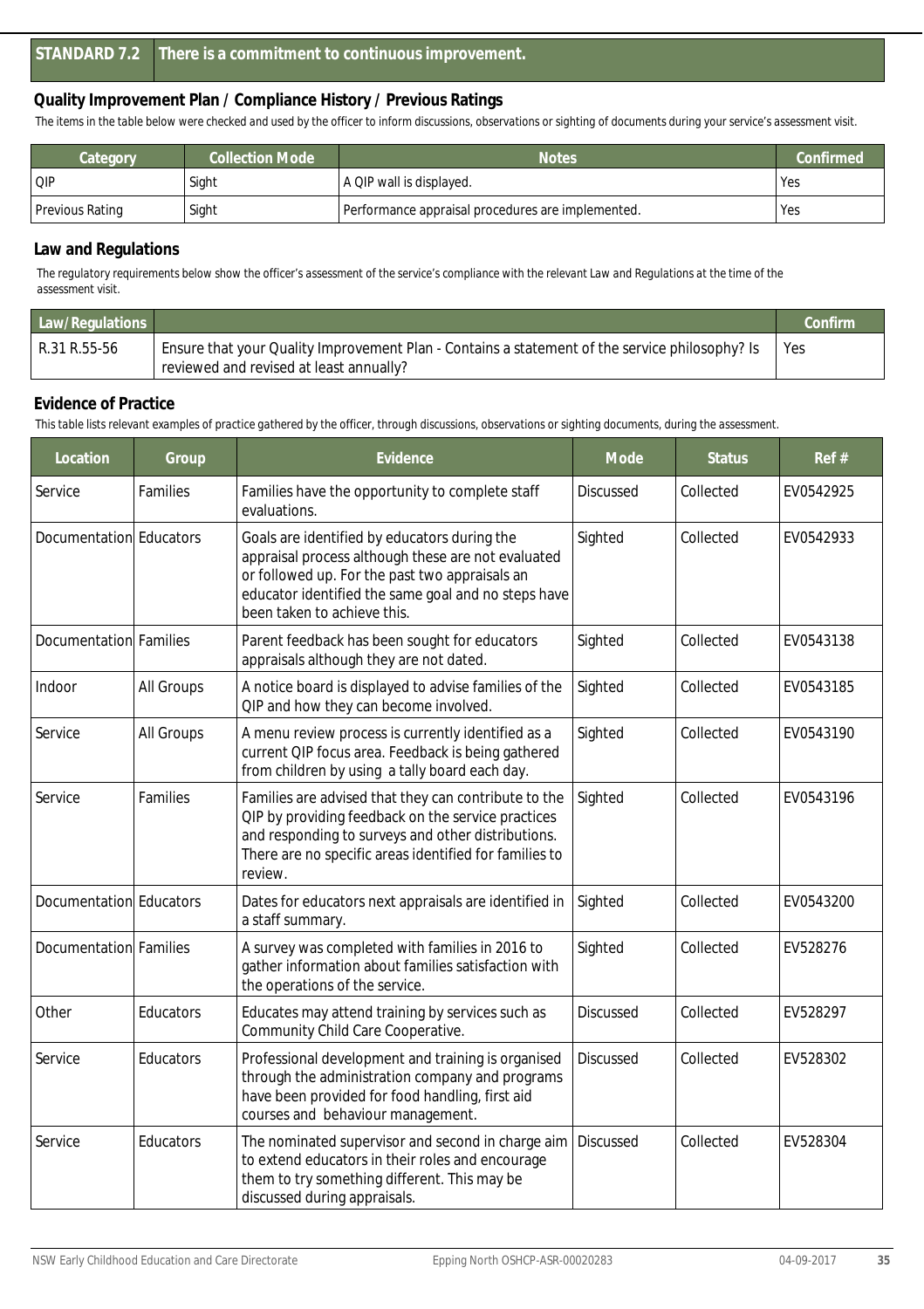## STANDARD 7.2 There is a commitment to continuous improvement.

### Quality Improvement Plan / Compliance History / Previous Ratings

The items in the table below were checked and used by the officer to inform discussions, observations or sighting of documents during your service's assessment visit.

| Category | Collection Mode | Notes | Confirmed |
|---|---|---|---|
| QIP | Sight | A QIP wall is displayed. | Yes |
| Previous Rating | Sight | Performance appraisal procedures are implemented. | Yes |

### Law and Regulations

The regulatory requirements below show the officer's assessment of the service's compliance with the relevant Law and Regulations at the time of the assessment visit.

| Law/Regulations | | Confirm |
|---|---|---|
| R.31 R.55-56 | Ensure that your Quality Improvement Plan - Contains a statement of the service philosophy? Is reviewed and revised at least annually? | Yes |

### Evidence of Practice

This table lists relevant examples of practice gathered by the officer, through discussions, observations or sighting documents, during the assessment.

| Location | Group | Evidence | Mode | Status | Ref # |
|---|---|---|---|---|---|
| Service | Families | Families have the opportunity to complete staff evaluations. | Discussed | Collected | EV0542925 |
| Documentation | Educators | Goals are identified by educators during the appraisal process although these are not evaluated or followed up. For the past two appraisals an educator identified the same goal and no steps have been taken to achieve this. | Sighted | Collected | EV0542933 |
| Documentation | Families | Parent feedback has been sought for educators appraisals although they are not dated. | Sighted | Collected | EV0543138 |
| Indoor | All Groups | A notice board is displayed to advise families of the QIP and how they can become involved. | Sighted | Collected | EV0543185 |
| Service | All Groups | A menu review process is currently identified as a current QIP focus area. Feedback is being gathered from children by using a tally board each day. | Sighted | Collected | EV0543190 |
| Service | Families | Families are advised that they can contribute to the QIP by providing feedback on the service practices and responding to surveys and other distributions. There are no specific areas identified for families to review. | Sighted | Collected | EV0543196 |
| Documentation | Educators | Dates for educators next appraisals are identified in a staff summary. | Sighted | Collected | EV0543200 |
| Documentation | Families | A survey was completed with families in 2016 to gather information about families satisfaction with the operations of the service. | Sighted | Collected | EV528276 |
| Other | Educators | Educates may attend training by services such as Community Child Care Cooperative. | Discussed | Collected | EV528297 |
| Service | Educators | Professional development and training is organised through the administration company and programs have been provided for food handling, first aid courses and behaviour management. | Discussed | Collected | EV528302 |
| Service | Educators | The nominated supervisor and second in charge aim to extend educators in their roles and encourage them to try something different. This may be discussed during appraisals. | Discussed | Collected | EV528304 |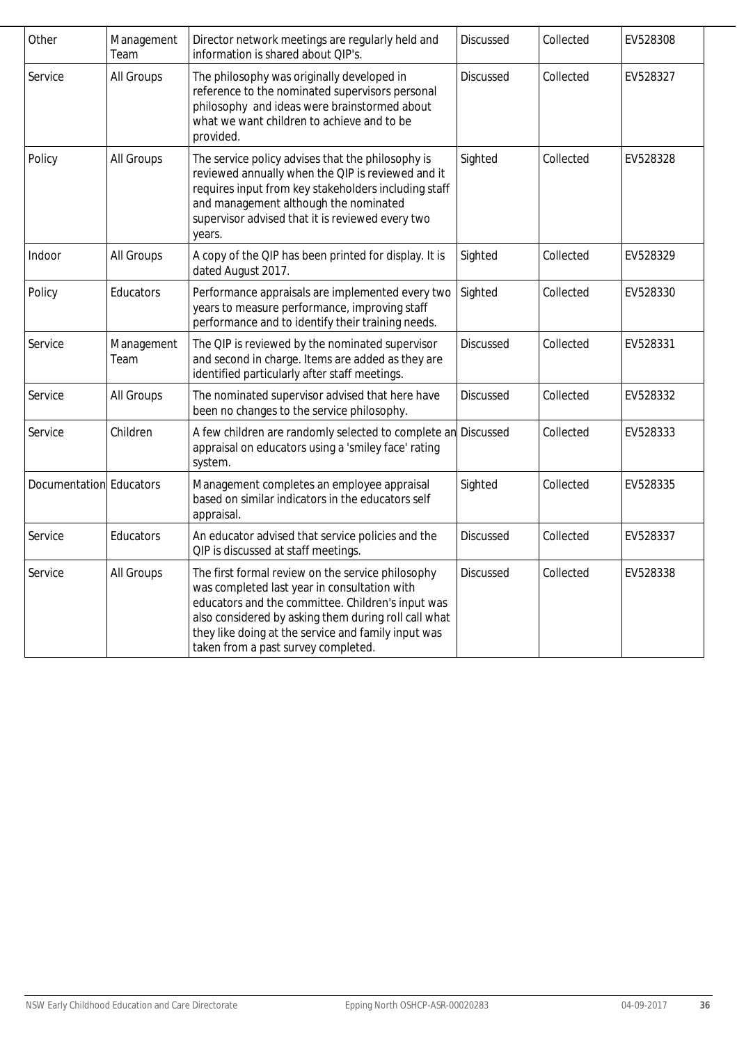| Other | Management Team | Director network meetings are regularly held and information is shared about QIP's. | Discussed | Collected | EV528308 |
|---|---|---|---|---|---|
| Service | All Groups | The philosophy was originally developed in reference to the nominated supervisors personal philosophy and ideas were brainstormed about what we want children to achieve and to be provided. | Discussed | Collected | EV528327 |
| Policy | All Groups | The service policy advises that the philosophy is reviewed annually when the QIP is reviewed and it requires input from key stakeholders including staff and management although the nominated supervisor advised that it is reviewed every two years. | Sighted | Collected | EV528328 |
| Indoor | All Groups | A copy of the QIP has been printed for display. It is dated August 2017. | Sighted | Collected | EV528329 |
| Policy | Educators | Performance appraisals are implemented every two years to measure performance, improving staff performance and to identify their training needs. | Sighted | Collected | EV528330 |
| Service | Management Team | The QIP is reviewed by the nominated supervisor and second in charge. Items are added as they are identified particularly after staff meetings. | Discussed | Collected | EV528331 |
| Service | All Groups | The nominated supervisor advised that here have been no changes to the service philosophy. | Discussed | Collected | EV528332 |
| Service | Children | A few children are randomly selected to complete an appraisal on educators using a 'smiley face' rating system. | Discussed | Collected | EV528333 |
| Documentation | Educators | Management completes an employee appraisal based on similar indicators in the educators self appraisal. | Sighted | Collected | EV528335 |
| Service | Educators | An educator advised that service policies and the QIP is discussed at staff meetings. | Discussed | Collected | EV528337 |
| Service | All Groups | The first formal review on the service philosophy was completed last year in consultation with educators and the committee. Children's input was also considered by asking them during roll call what they like doing at the service and family input was taken from a past survey completed. | Discussed | Collected | EV528338 |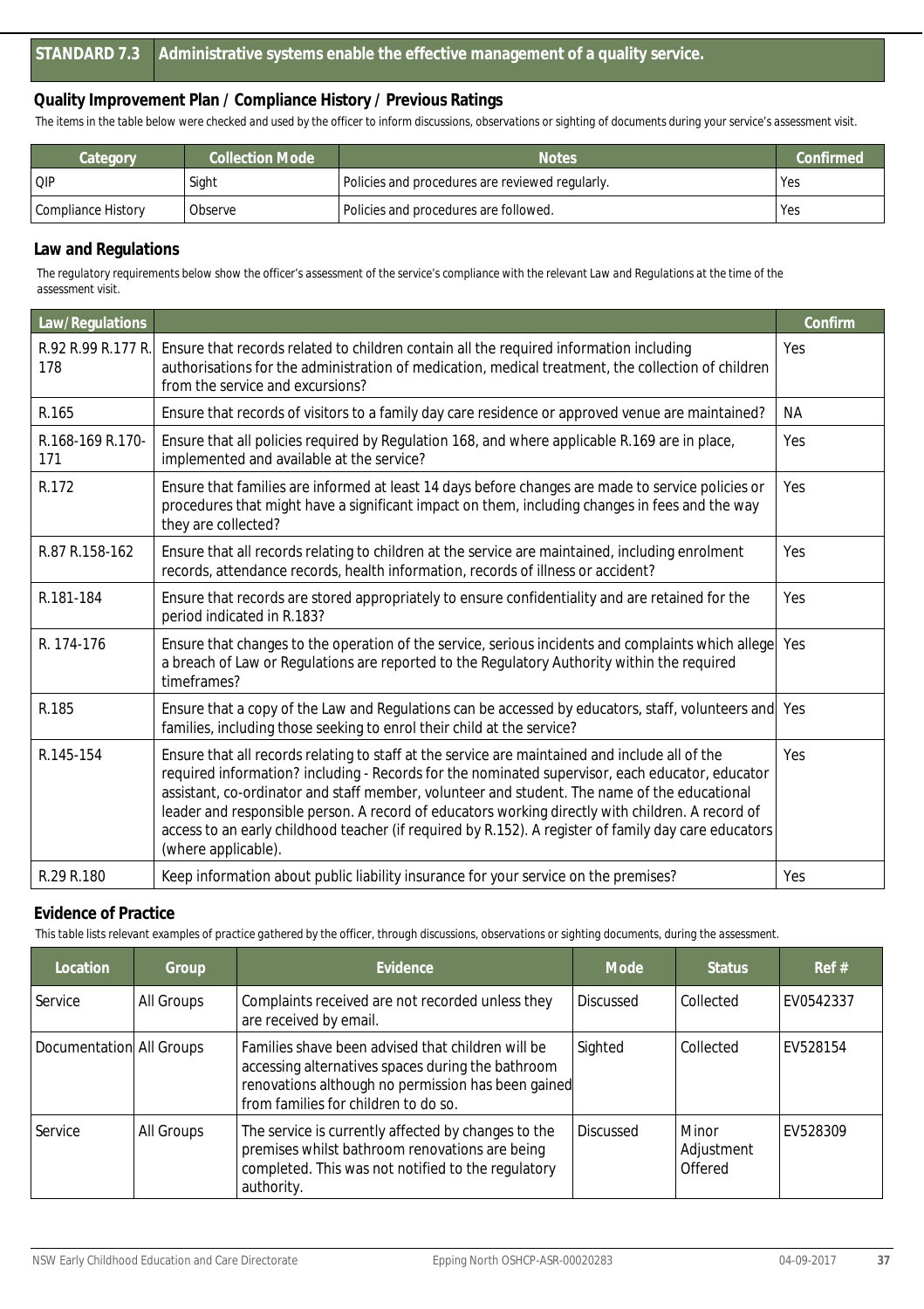## STANDARD 7.3 Administrative systems enable the effective management of a quality service.

### Quality Improvement Plan / Compliance History / Previous Ratings

The items in the table below were checked and used by the officer to inform discussions, observations or sighting of documents during your service's assessment visit.

| Category | Collection Mode | Notes | Confirmed |
|---|---|---|---|
| QIP | Sight | Policies and procedures are reviewed regularly. | Yes |
| Compliance History | Observe | Policies and procedures are followed. | Yes |

### Law and Regulations

The regulatory requirements below show the officer's assessment of the service's compliance with the relevant Law and Regulations at the time of the assessment visit.

| Law/Regulations | | Confirm |
|---|---|---|
| R.92 R.99 R.177 R. 178 | Ensure that records related to children contain all the required information including authorisations for the administration of medication, medical treatment, the collection of children from the service and excursions? | Yes |
| R.165 | Ensure that records of visitors to a family day care residence or approved venue are maintained? | NA |
| R.168-169 R.170-171 | Ensure that all policies required by Regulation 168, and where applicable R.169 are in place, implemented and available at the service? | Yes |
| R.172 | Ensure that families are informed at least 14 days before changes are made to service policies or procedures that might have a significant impact on them, including changes in fees and the way they are collected? | Yes |
| R.87 R.158-162 | Ensure that all records relating to children at the service are maintained, including enrolment records, attendance records, health information, records of illness or accident? | Yes |
| R.181-184 | Ensure that records are stored appropriately to ensure confidentiality and are retained for the period indicated in R.183? | Yes |
| R. 174-176 | Ensure that changes to the operation of the service, serious incidents and complaints which allege a breach of Law or Regulations are reported to the Regulatory Authority within the required timeframes? | Yes |
| R.185 | Ensure that a copy of the Law and Regulations can be accessed by educators, staff, volunteers and families, including those seeking to enrol their child at the service? | Yes |
| R.145-154 | Ensure that all records relating to staff at the service are maintained and include all of the required information? including - Records for the nominated supervisor, each educator, educator assistant, co-ordinator and staff member, volunteer and student. The name of the educational leader and responsible person. A record of educators working directly with children. A record of access to an early childhood teacher (if required by R.152). A register of family day care educators (where applicable). | Yes |
| R.29 R.180 | Keep information about public liability insurance for your service on the premises? | Yes |

### Evidence of Practice

This table lists relevant examples of practice gathered by the officer, through discussions, observations or sighting documents, during the assessment.

| Location | Group | Evidence | Mode | Status | Ref # |
|---|---|---|---|---|---|
| Service | All Groups | Complaints received are not recorded unless they are received by email. | Discussed | Collected | EV0542337 |
| Documentation | All Groups | Families shave been advised that children will be accessing alternatives spaces during the bathroom renovations although no permission has been gained from families for children to do so. | Sighted | Collected | EV528154 |
| Service | All Groups | The service is currently affected by changes to the premises whilst bathroom renovations are being completed. This was not notified to the regulatory authority. | Discussed | Minor Adjustment Offered | EV528309 |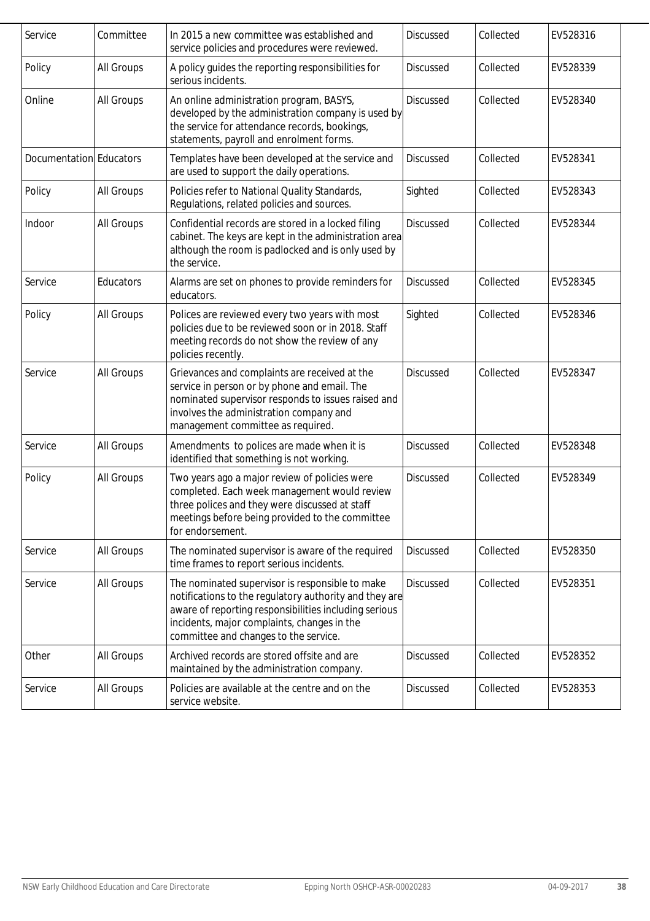| Service | Committee | In 2015 a new committee was established and service policies and procedures were reviewed. | Discussed | Collected | EV528316 |
|---|---|---|---|---|---|
| Policy | All Groups | A policy guides the reporting responsibilities for serious incidents. | Discussed | Collected | EV528339 |
| Online | All Groups | An online administration program, BASYS, developed by the administration company is used by the service for attendance records, bookings, statements, payroll and enrolment forms. | Discussed | Collected | EV528340 |
| Documentation | Educators | Templates have been developed at the service and are used to support the daily operations. | Discussed | Collected | EV528341 |
| Policy | All Groups | Policies refer to National Quality Standards, Regulations, related policies and sources. | Sighted | Collected | EV528343 |
| Indoor | All Groups | Confidential records are stored in a locked filing cabinet. The keys are kept in the administration area although the room is padlocked and is only used by the service. | Discussed | Collected | EV528344 |
| Service | Educators | Alarms are set on phones to provide reminders for educators. | Discussed | Collected | EV528345 |
| Policy | All Groups | Polices are reviewed every two years with most policies due to be reviewed soon or in 2018. Staff meeting records do not show the review of any policies recently. | Sighted | Collected | EV528346 |
| Service | All Groups | Grievances and complaints are received at the service in person or by phone and email. The nominated supervisor responds to issues raised and involves the administration company and management committee as required. | Discussed | Collected | EV528347 |
| Service | All Groups | Amendments to polices are made when it is identified that something is not working. | Discussed | Collected | EV528348 |
| Policy | All Groups | Two years ago a major review of policies were completed. Each week management would review three polices and they were discussed at staff meetings before being provided to the committee for endorsement. | Discussed | Collected | EV528349 |
| Service | All Groups | The nominated supervisor is aware of the required time frames to report serious incidents. | Discussed | Collected | EV528350 |
| Service | All Groups | The nominated supervisor is responsible to make notifications to the regulatory authority and they are aware of reporting responsibilities including serious incidents, major complaints, changes in the committee and changes to the service. | Discussed | Collected | EV528351 |
| Other | All Groups | Archived records are stored offsite and are maintained by the administration company. | Discussed | Collected | EV528352 |
| Service | All Groups | Policies are available at the centre and on the service website. | Discussed | Collected | EV528353 |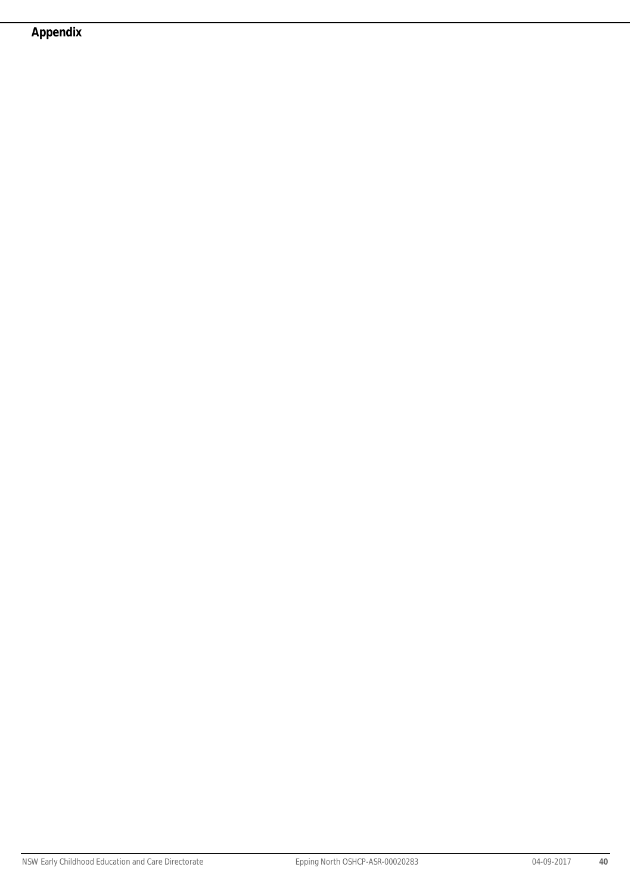## Appendix